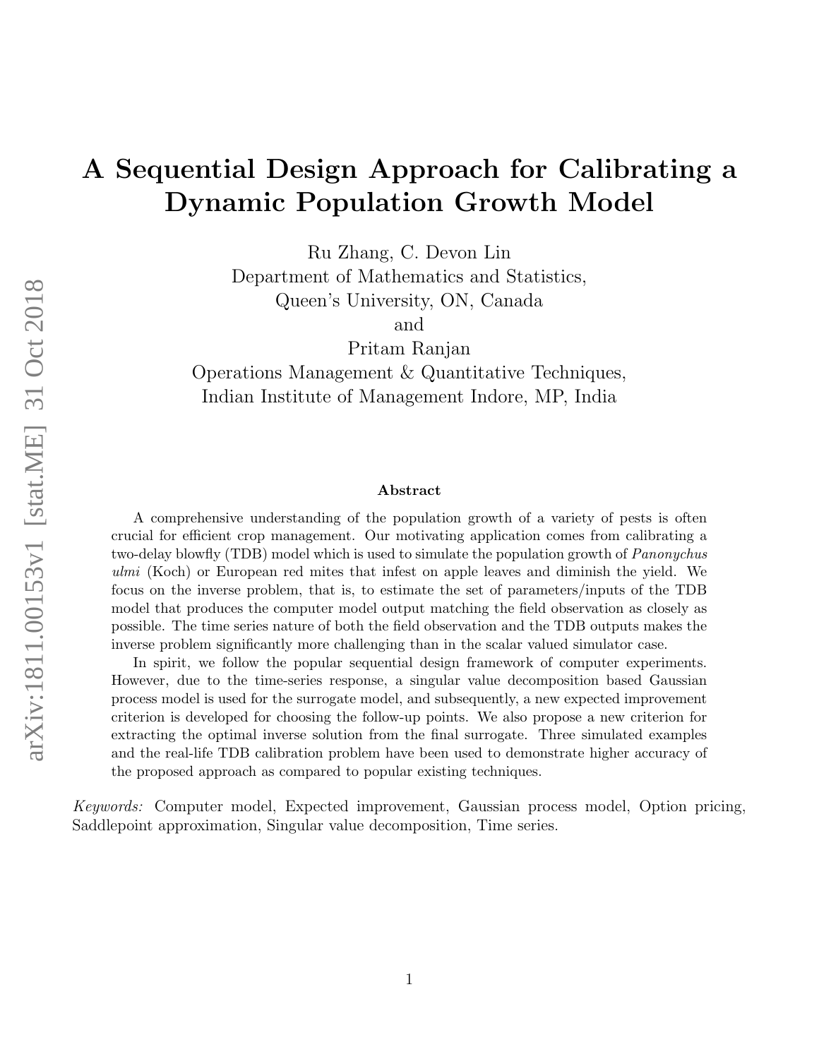# A Sequential Design Approach for Calibrating a Dynamic Population Growth Model

Ru Zhang, C. Devon Lin
Department of Mathematics and Statistics,
Queen's University, ON, Canada
and
Pritam Ranjan
Operations Management & Quantitative Techniques,
Indian Institute of Management Indore, MP, India

## Abstract

A comprehensive understanding of the population growth of a variety of pests is often crucial for efficient crop management. Our motivating application comes from calibrating a two-delay blowfly (TDB) model which is used to simulate the population growth of *Panonychus ulmi* (Koch) or European red mites that infest on apple leaves and diminish the yield. We focus on the inverse problem, that is, to estimate the set of parameters/inputs of the TDB model that produces the computer model output matching the field observation as closely as possible. The time series nature of both the field observation and the TDB outputs makes the inverse problem significantly more challenging than in the scalar valued simulator case.

In spirit, we follow the popular sequential design framework of computer experiments. However, due to the time-series response, a singular value decomposition based Gaussian process model is used for the surrogate model, and subsequently, a new expected improvement criterion is developed for choosing the follow-up points. We also propose a new criterion for extracting the optimal inverse solution from the final surrogate. Three simulated examples and the real-life TDB calibration problem have been used to demonstrate higher accuracy of the proposed approach as compared to popular existing techniques.

*Keywords:* Computer model, Expected improvement, Gaussian process model, Option pricing, Saddlepoint approximation, Singular value decomposition, Time series.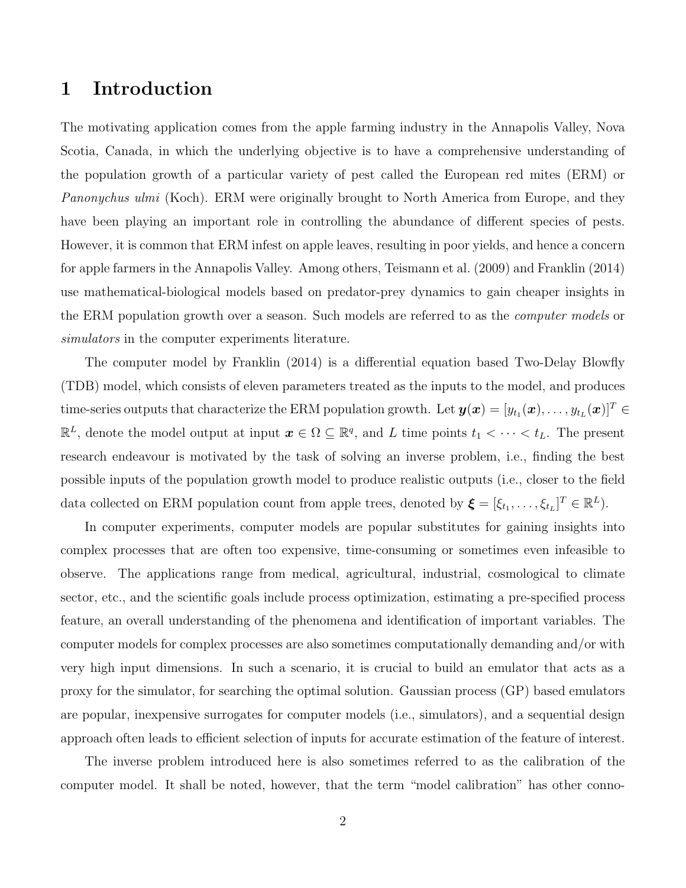# 1 Introduction

The motivating application comes from the apple farming industry in the Annapolis Valley, Nova Scotia, Canada, in which the underlying objective is to have a comprehensive understanding of the population growth of a particular variety of pest called the European red mites (ERM) or *Panonychus ulmi* (Koch). ERM were originally brought to North America from Europe, and they have been playing an important role in controlling the abundance of different species of pests. However, it is common that ERM infest on apple leaves, resulting in poor yields, and hence a concern for apple farmers in the Annapolis Valley. Among others, Teismann et al. (2009) and Franklin (2014) use mathematical-biological models based on predator-prey dynamics to gain cheaper insights in the ERM population growth over a season. Such models are referred to as the *computer models* or *simulators* in the computer experiments literature.

The computer model by Franklin (2014) is a differential equation based Two-Delay Blowfly (TDB) model, which consists of eleven parameters treated as the inputs to the model, and produces time-series outputs that characterize the ERM population growth. Let $\boldsymbol{y}(\boldsymbol{x}) = [y_{t_1}(\boldsymbol{x}), \ldots, y_{t_L}(\boldsymbol{x})]^T \in \mathbb{R}^L$, denote the model output at input $\boldsymbol{x} \in \Omega \subseteq \mathbb{R}^q$, and $L$ time points $t_1 < \cdots < t_L$. The present research endeavour is motivated by the task of solving an inverse problem, i.e., finding the best possible inputs of the population growth model to produce realistic outputs (i.e., closer to the field data collected on ERM population count from apple trees, denoted by $\boldsymbol{\xi} = [\xi_{t_1}, \ldots, \xi_{t_L}]^T \in \mathbb{R}^L$).

In computer experiments, computer models are popular substitutes for gaining insights into complex processes that are often too expensive, time-consuming or sometimes even infeasible to observe. The applications range from medical, agricultural, industrial, cosmological to climate sector, etc., and the scientific goals include process optimization, estimating a pre-specified process feature, an overall understanding of the phenomena and identification of important variables. The computer models for complex processes are also sometimes computationally demanding and/or with very high input dimensions. In such a scenario, it is crucial to build an emulator that acts as a proxy for the simulator, for searching the optimal solution. Gaussian process (GP) based emulators are popular, inexpensive surrogates for computer models (i.e., simulators), and a sequential design approach often leads to efficient selection of inputs for accurate estimation of the feature of interest.

The inverse problem introduced here is also sometimes referred to as the calibration of the computer model. It shall be noted, however, that the term "model calibration" has other conno-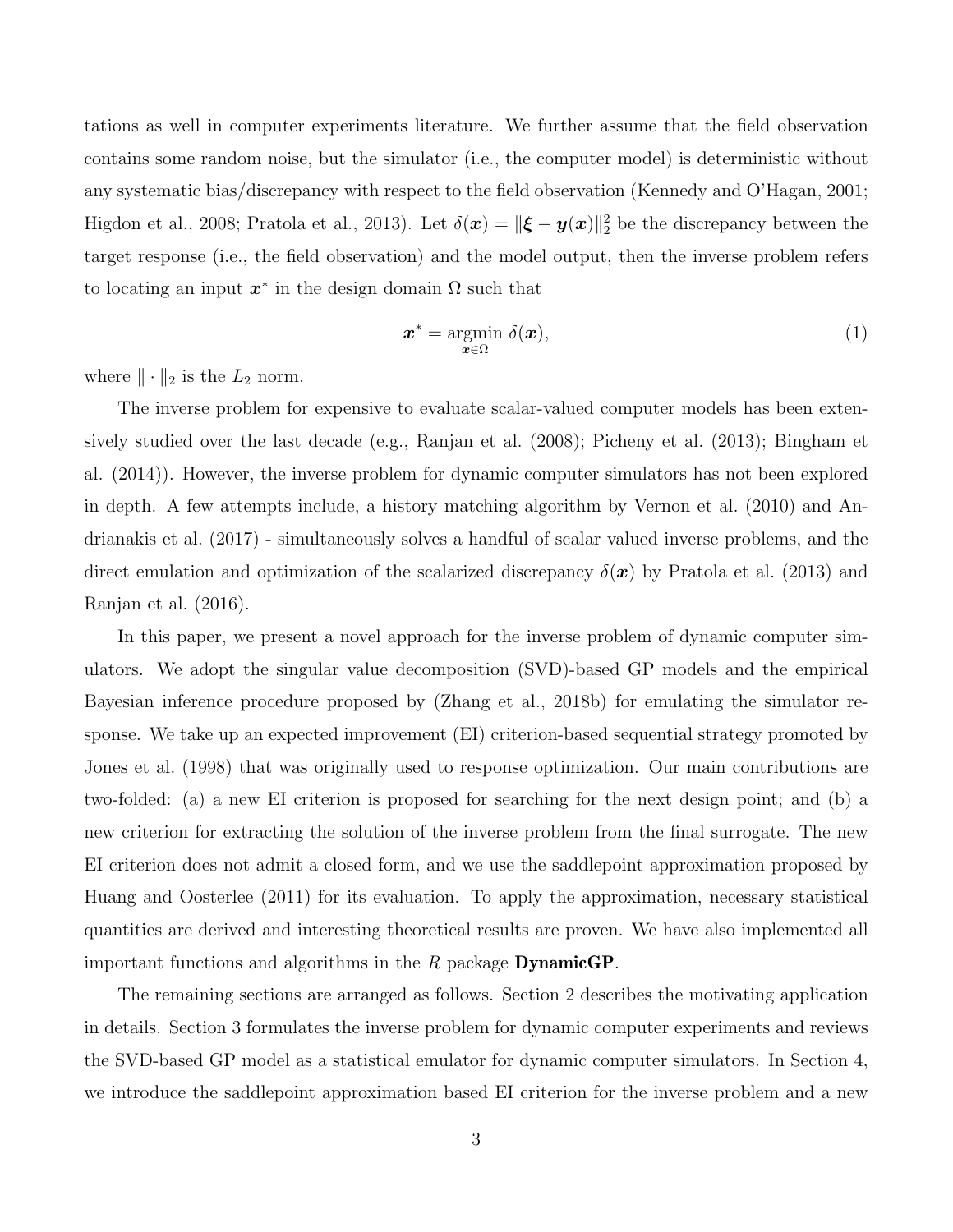tations as well in computer experiments literature. We further assume that the field observation contains some random noise, but the simulator (i.e., the computer model) is deterministic without any systematic bias/discrepancy with respect to the field observation (Kennedy and O'Hagan, 2001; Higdon et al., 2008; Pratola et al., 2013). Let $\delta(\boldsymbol{x}) = \|\boldsymbol{\xi} - \boldsymbol{y}(\boldsymbol{x})\|_2^2$ be the discrepancy between the target response (i.e., the field observation) and the model output, then the inverse problem refers to locating an input $\boldsymbol{x}^*$ in the design domain $\Omega$ such that

$$\boldsymbol{x}^* = \underset{\boldsymbol{x} \in \Omega}{\operatorname{argmin}} \ \delta(\boldsymbol{x}), \tag{1}$$

where $\| \cdot \|_2$ is the $L_2$ norm.

The inverse problem for expensive to evaluate scalar-valued computer models has been extensively studied over the last decade (e.g., Ranjan et al. (2008); Picheny et al. (2013); Bingham et al. (2014)). However, the inverse problem for dynamic computer simulators has not been explored in depth. A few attempts include, a history matching algorithm by Vernon et al. (2010) and Andrianakis et al. (2017) - simultaneously solves a handful of scalar valued inverse problems, and the direct emulation and optimization of the scalarized discrepancy $\delta(\boldsymbol{x})$ by Pratola et al. (2013) and Ranjan et al. (2016).

In this paper, we present a novel approach for the inverse problem of dynamic computer simulators. We adopt the singular value decomposition (SVD)-based GP models and the empirical Bayesian inference procedure proposed by (Zhang et al., 2018b) for emulating the simulator response. We take up an expected improvement (EI) criterion-based sequential strategy promoted by Jones et al. (1998) that was originally used to response optimization. Our main contributions are two-folded: (a) a new EI criterion is proposed for searching for the next design point; and (b) a new criterion for extracting the solution of the inverse problem from the final surrogate. The new EI criterion does not admit a closed form, and we use the saddlepoint approximation proposed by Huang and Oosterlee (2011) for its evaluation. To apply the approximation, necessary statistical quantities are derived and interesting theoretical results are proven. We have also implemented all important functions and algorithms in the *R* package **DynamicGP**.

The remaining sections are arranged as follows. Section 2 describes the motivating application in details. Section 3 formulates the inverse problem for dynamic computer experiments and reviews the SVD-based GP model as a statistical emulator for dynamic computer simulators. In Section 4, we introduce the saddlepoint approximation based EI criterion for the inverse problem and a new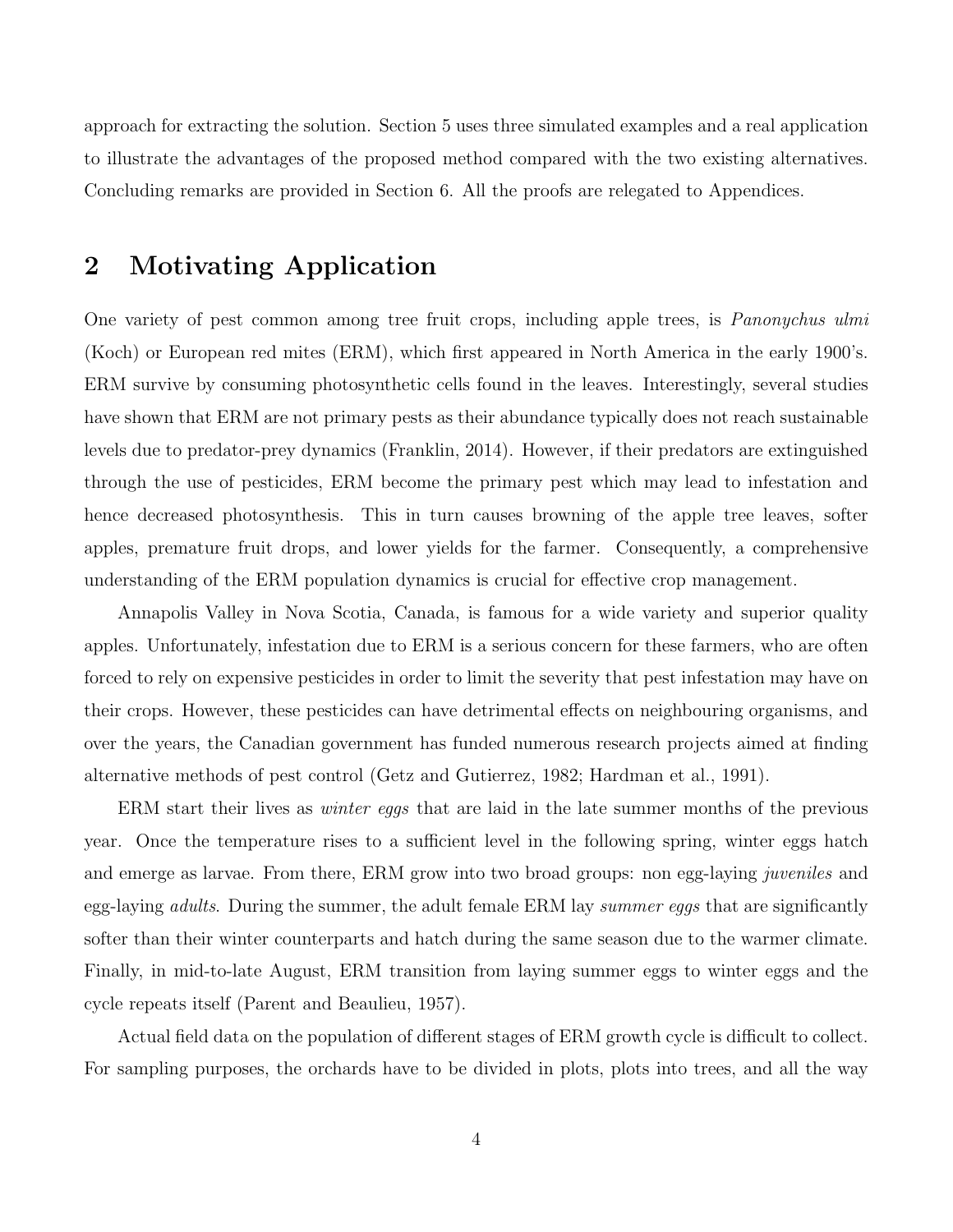approach for extracting the solution. Section 5 uses three simulated examples and a real application to illustrate the advantages of the proposed method compared with the two existing alternatives. Concluding remarks are provided in Section 6. All the proofs are relegated to Appendices.

# 2 Motivating Application

One variety of pest common among tree fruit crops, including apple trees, is *Panonychus ulmi* (Koch) or European red mites (ERM), which first appeared in North America in the early 1900's. ERM survive by consuming photosynthetic cells found in the leaves. Interestingly, several studies have shown that ERM are not primary pests as their abundance typically does not reach sustainable levels due to predator-prey dynamics (Franklin, 2014). However, if their predators are extinguished through the use of pesticides, ERM become the primary pest which may lead to infestation and hence decreased photosynthesis. This in turn causes browning of the apple tree leaves, softer apples, premature fruit drops, and lower yields for the farmer. Consequently, a comprehensive understanding of the ERM population dynamics is crucial for effective crop management.

Annapolis Valley in Nova Scotia, Canada, is famous for a wide variety and superior quality apples. Unfortunately, infestation due to ERM is a serious concern for these farmers, who are often forced to rely on expensive pesticides in order to limit the severity that pest infestation may have on their crops. However, these pesticides can have detrimental effects on neighbouring organisms, and over the years, the Canadian government has funded numerous research projects aimed at finding alternative methods of pest control (Getz and Gutierrez, 1982; Hardman et al., 1991).

ERM start their lives as *winter eggs* that are laid in the late summer months of the previous year. Once the temperature rises to a sufficient level in the following spring, winter eggs hatch and emerge as larvae. From there, ERM grow into two broad groups: non egg-laying *juveniles* and egg-laying *adults*. During the summer, the adult female ERM lay *summer eggs* that are significantly softer than their winter counterparts and hatch during the same season due to the warmer climate. Finally, in mid-to-late August, ERM transition from laying summer eggs to winter eggs and the cycle repeats itself (Parent and Beaulieu, 1957).

Actual field data on the population of different stages of ERM growth cycle is difficult to collect. For sampling purposes, the orchards have to be divided in plots, plots into trees, and all the way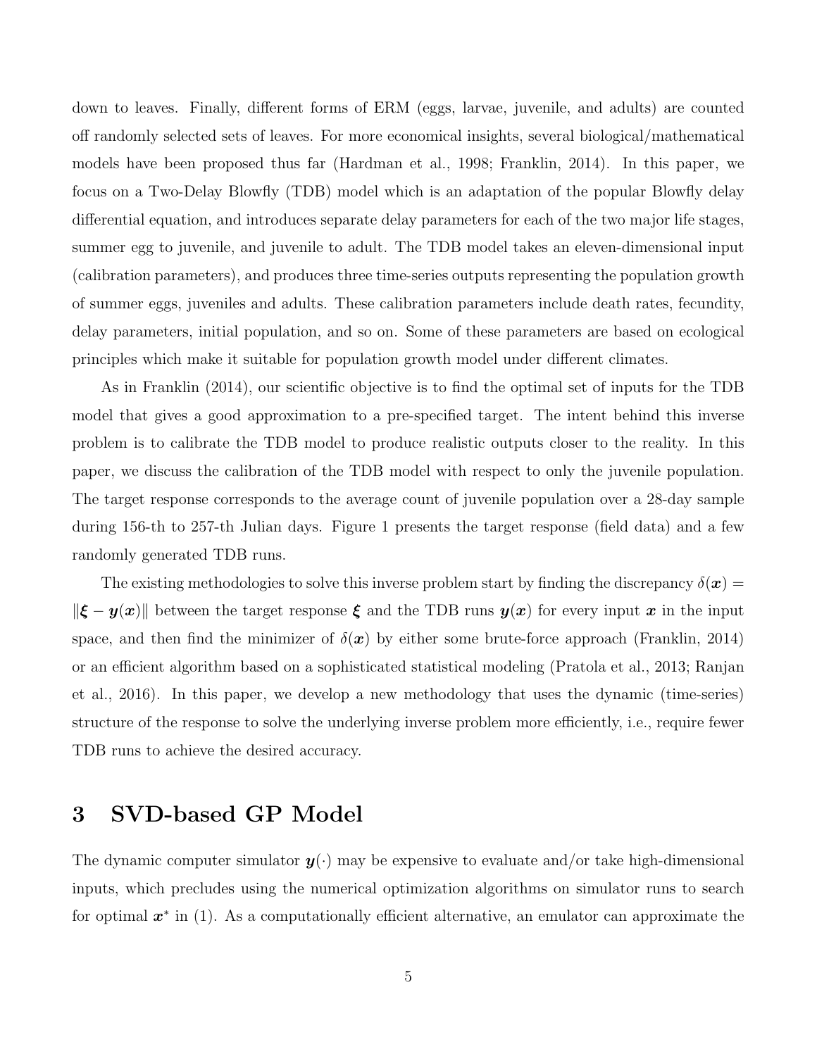down to leaves. Finally, different forms of ERM (eggs, larvae, juvenile, and adults) are counted off randomly selected sets of leaves. For more economical insights, several biological/mathematical models have been proposed thus far (Hardman et al., 1998; Franklin, 2014). In this paper, we focus on a Two-Delay Blowfly (TDB) model which is an adaptation of the popular Blowfly delay differential equation, and introduces separate delay parameters for each of the two major life stages, summer egg to juvenile, and juvenile to adult. The TDB model takes an eleven-dimensional input (calibration parameters), and produces three time-series outputs representing the population growth of summer eggs, juveniles and adults. These calibration parameters include death rates, fecundity, delay parameters, initial population, and so on. Some of these parameters are based on ecological principles which make it suitable for population growth model under different climates.

As in Franklin (2014), our scientific objective is to find the optimal set of inputs for the TDB model that gives a good approximation to a pre-specified target. The intent behind this inverse problem is to calibrate the TDB model to produce realistic outputs closer to the reality. In this paper, we discuss the calibration of the TDB model with respect to only the juvenile population. The target response corresponds to the average count of juvenile population over a 28-day sample during 156-th to 257-th Julian days. Figure 1 presents the target response (field data) and a few randomly generated TDB runs.

The existing methodologies to solve this inverse problem start by finding the discrepancy $\delta(\boldsymbol{x}) = \|\boldsymbol{\xi} - \boldsymbol{y}(\boldsymbol{x})\|$ between the target response $\boldsymbol{\xi}$ and the TDB runs $\boldsymbol{y}(\boldsymbol{x})$ for every input $\boldsymbol{x}$ in the input space, and then find the minimizer of $\delta(\boldsymbol{x})$ by either some brute-force approach (Franklin, 2014) or an efficient algorithm based on a sophisticated statistical modeling (Pratola et al., 2013; Ranjan et al., 2016). In this paper, we develop a new methodology that uses the dynamic (time-series) structure of the response to solve the underlying inverse problem more efficiently, i.e., require fewer TDB runs to achieve the desired accuracy.

# 3 SVD-based GP Model

The dynamic computer simulator $\boldsymbol{y}(\cdot)$ may be expensive to evaluate and/or take high-dimensional inputs, which precludes using the numerical optimization algorithms on simulator runs to search for optimal $\boldsymbol{x}^*$ in (1). As a computationally efficient alternative, an emulator can approximate the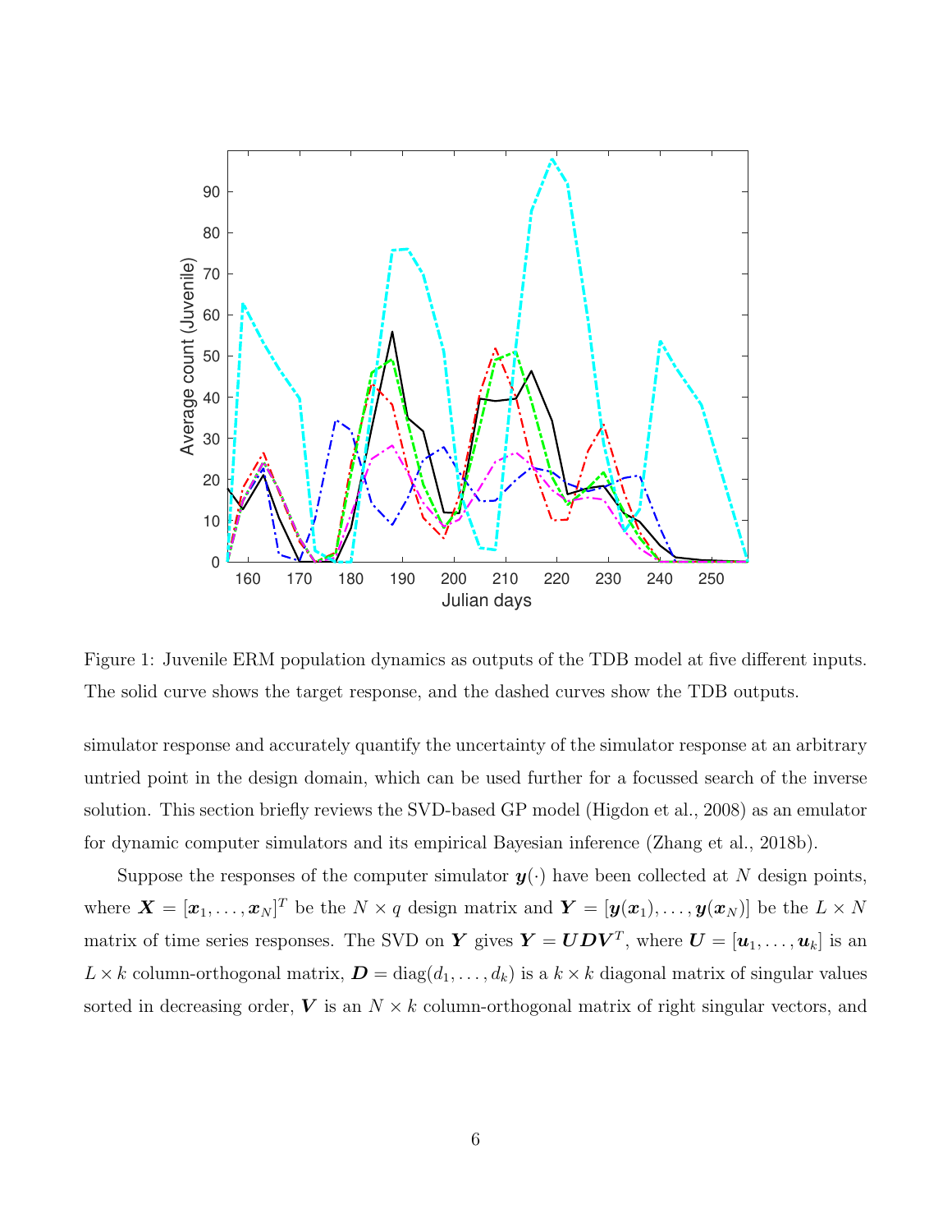Figure 1: Juvenile ERM population dynamics as outputs of the TDB model at five different inputs. The solid curve shows the target response, and the dashed curves show the TDB outputs.

simulator response and accurately quantify the uncertainty of the simulator response at an arbitrary untried point in the design domain, which can be used further for a focussed search of the inverse solution. This section briefly reviews the SVD-based GP model (Higdon et al., 2008) as an emulator for dynamic computer simulators and its empirical Bayesian inference (Zhang et al., 2018b).

Suppose the responses of the computer simulator $\boldsymbol{y}(\cdot)$ have been collected at $N$ design points, where $\boldsymbol{X} = [\boldsymbol{x}_1, \ldots, \boldsymbol{x}_N]^T$ be the $N \times q$ design matrix and $\boldsymbol{Y} = [\boldsymbol{y}(\boldsymbol{x}_1), \ldots, \boldsymbol{y}(\boldsymbol{x}_N)]$ be the $L \times N$ matrix of time series responses. The SVD on $\boldsymbol{Y}$ gives $\boldsymbol{Y} = \boldsymbol{U}\boldsymbol{D}\boldsymbol{V}^T$, where $\boldsymbol{U} = [\boldsymbol{u}_1, \ldots, \boldsymbol{u}_k]$ is an $L \times k$ column-orthogonal matrix, $\boldsymbol{D} = \text{diag}(d_1, \ldots, d_k)$ is a $k \times k$ diagonal matrix of singular values sorted in decreasing order, $\boldsymbol{V}$ is an $N \times k$ column-orthogonal matrix of right singular vectors, and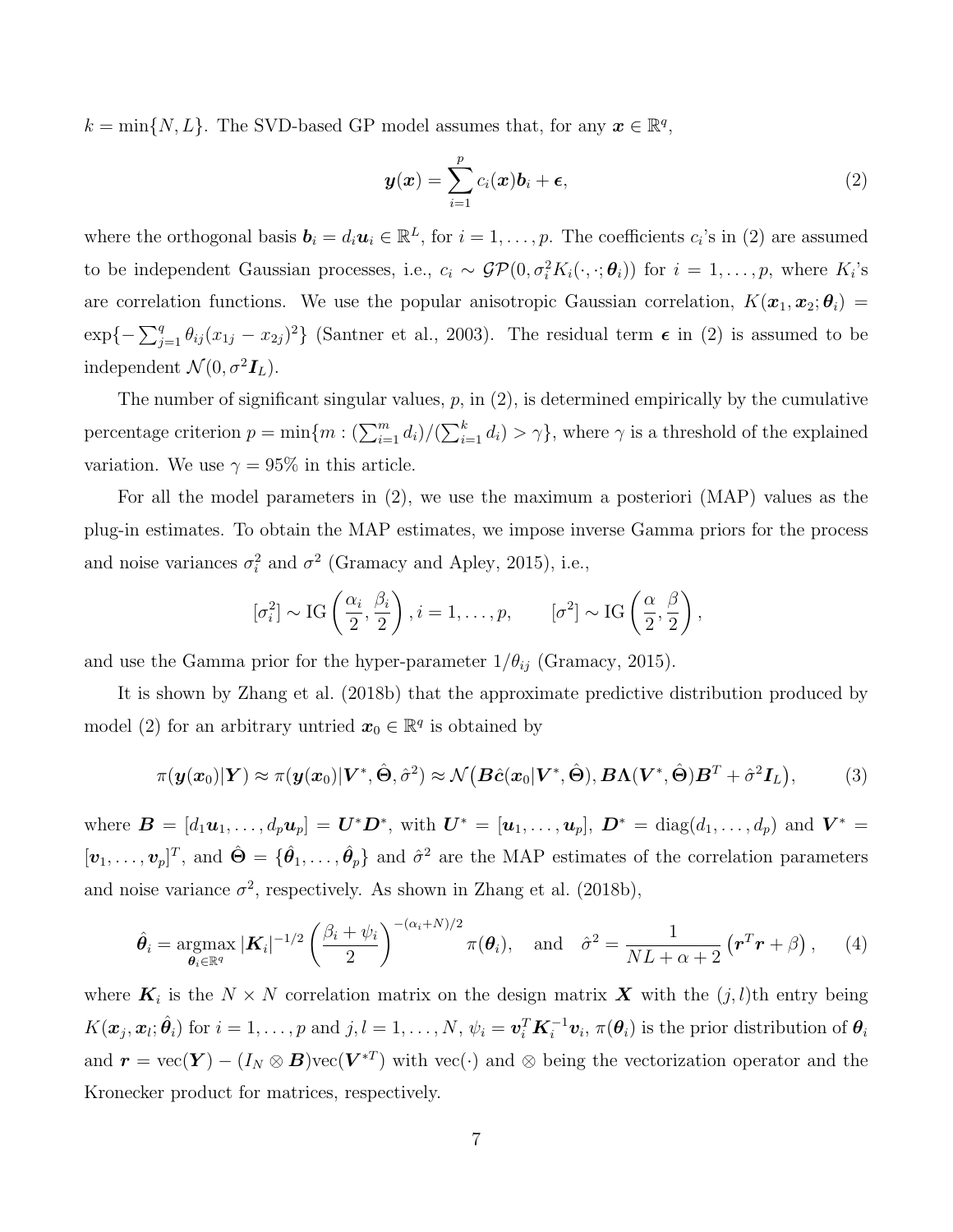$k = \min\{N, L\}$. The SVD-based GP model assumes that, for any $\boldsymbol{x} \in \mathbb{R}^q$,

$$\boldsymbol{y}(\boldsymbol{x}) = \sum_{i=1}^{p} c_i(\boldsymbol{x})\boldsymbol{b}_i + \boldsymbol{\epsilon}, \tag{2}$$

where the orthogonal basis $\boldsymbol{b}_i = d_i\boldsymbol{u}_i \in \mathbb{R}^L$, for $i = 1, \ldots, p$. The coefficients $c_i$'s in (2) are assumed to be independent Gaussian processes, i.e., $c_i \sim \mathcal{GP}(0, \sigma_i^2 K_i(\cdot, \cdot; \boldsymbol{\theta}_i))$ for $i = 1, \ldots, p$, where $K_i$'s are correlation functions. We use the popular anisotropic Gaussian correlation, $K(\boldsymbol{x}_1, \boldsymbol{x}_2; \boldsymbol{\theta}_i) = \exp\{-\sum_{j=1}^{q} \theta_{ij}(x_{1j} - x_{2j})^2\}$ (Santner et al., 2003). The residual term $\boldsymbol{\epsilon}$ in (2) is assumed to be independent $\mathcal{N}(0, \sigma^2\boldsymbol{I}_L)$.

The number of significant singular values, $p$, in (2), is determined empirically by the cumulative percentage criterion $p = \min\{m : (\sum_{i=1}^{m} d_i)/(\sum_{i=1}^{k} d_i) > \gamma\}$, where $\gamma$ is a threshold of the explained variation. We use $\gamma = 95\%$ in this article.

For all the model parameters in (2), we use the maximum a posteriori (MAP) values as the plug-in estimates. To obtain the MAP estimates, we impose inverse Gamma priors for the process and noise variances $\sigma_i^2$ and $\sigma^2$ (Gramacy and Apley, 2015), i.e.,

$$[\sigma_i^2] \sim \text{IG}\left(\frac{\alpha_i}{2}, \frac{\beta_i}{2}\right), i = 1, \ldots, p, \qquad [\sigma^2] \sim \text{IG}\left(\frac{\alpha}{2}, \frac{\beta}{2}\right),$$

and use the Gamma prior for the hyper-parameter $1/\theta_{ij}$ (Gramacy, 2015).

It is shown by Zhang et al. (2018b) that the approximate predictive distribution produced by model (2) for an arbitrary untried $\boldsymbol{x}_0 \in \mathbb{R}^q$ is obtained by

$$\pi(\boldsymbol{y}(\boldsymbol{x}_0)|\boldsymbol{Y}) \approx \pi(\boldsymbol{y}(\boldsymbol{x}_0)|\boldsymbol{V}^*, \hat{\boldsymbol{\Theta}}, \hat{\sigma}^2) \approx \mathcal{N}\big(\boldsymbol{B}\hat{\boldsymbol{c}}(\boldsymbol{x}_0|\boldsymbol{V}^*, \hat{\boldsymbol{\Theta}}), \boldsymbol{B}\boldsymbol{\Lambda}(\boldsymbol{V}^*, \hat{\boldsymbol{\Theta}})\boldsymbol{B}^T + \hat{\sigma}^2\boldsymbol{I}_L\big), \tag{3}$$

where $\boldsymbol{B} = [d_1\boldsymbol{u}_1, \ldots, d_p\boldsymbol{u}_p] = \boldsymbol{U}^*\boldsymbol{D}^*$, with $\boldsymbol{U}^* = [\boldsymbol{u}_1, \ldots, \boldsymbol{u}_p]$, $\boldsymbol{D}^* = \text{diag}(d_1, \ldots, d_p)$ and $\boldsymbol{V}^* = [\boldsymbol{v}_1, \ldots, \boldsymbol{v}_p]^T$, and $\hat{\boldsymbol{\Theta}} = \{\hat{\boldsymbol{\theta}}_1, \ldots, \hat{\boldsymbol{\theta}}_p\}$ and $\hat{\sigma}^2$ are the MAP estimates of the correlation parameters and noise variance $\sigma^2$, respectively. As shown in Zhang et al. (2018b),

$$\hat{\boldsymbol{\theta}}_i = \underset{\boldsymbol{\theta}_i \in \mathbb{R}^q}{\text{argmax}} \, |\boldsymbol{K}_i|^{-1/2} \left(\frac{\beta_i + \psi_i}{2}\right)^{-(\alpha_i + N)/2} \pi(\boldsymbol{\theta}_i), \quad \text{and} \quad \hat{\sigma}^2 = \frac{1}{NL + \alpha + 2}\left(\boldsymbol{r}^T\boldsymbol{r} + \beta\right), \tag{4}$$

where $\boldsymbol{K}_i$ is the $N \times N$ correlation matrix on the design matrix $\boldsymbol{X}$ with the $(j, l)$th entry being $K(\boldsymbol{x}_j, \boldsymbol{x}_l; \hat{\boldsymbol{\theta}}_i)$ for $i = 1, \ldots, p$ and $j, l = 1, \ldots, N$, $\psi_i = \boldsymbol{v}_i^T\boldsymbol{K}_i^{-1}\boldsymbol{v}_i$, $\pi(\boldsymbol{\theta}_i)$ is the prior distribution of $\boldsymbol{\theta}_i$ and $\boldsymbol{r} = \text{vec}(\boldsymbol{Y}) - (I_N \otimes \boldsymbol{B})\text{vec}(\boldsymbol{V}^{*T})$ with $\text{vec}(\cdot)$ and $\otimes$ being the vectorization operator and the Kronecker product for matrices, respectively.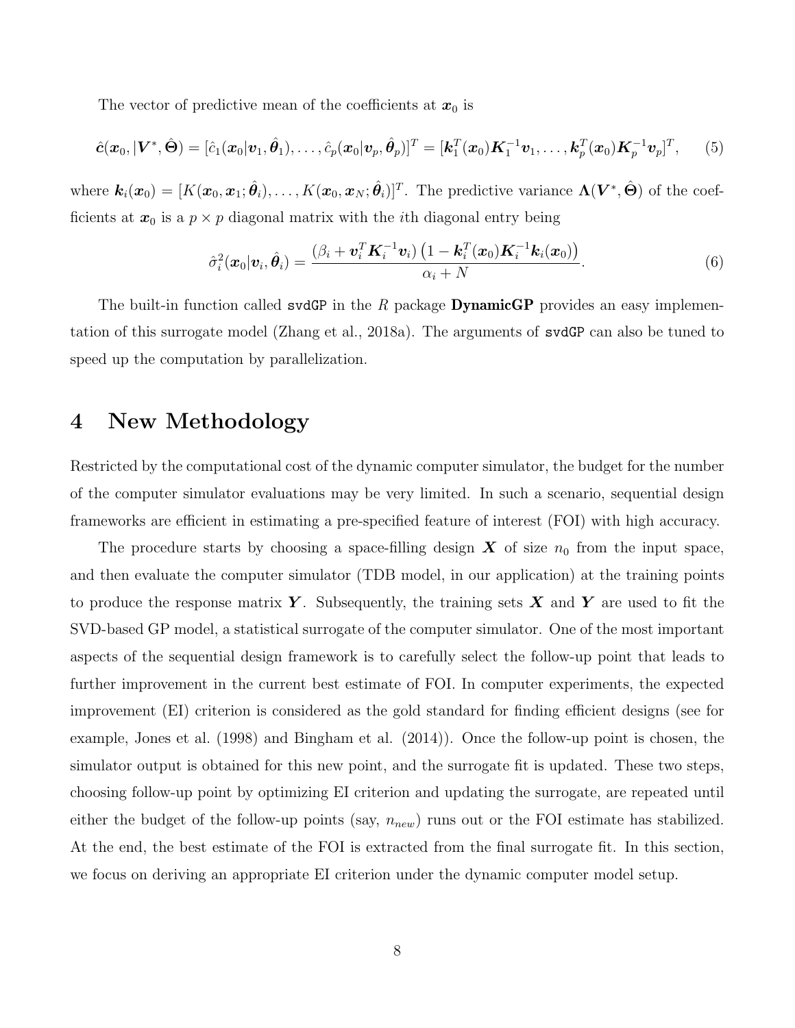The vector of predictive mean of the coefficients at $\boldsymbol{x}_0$ is

$$\hat{\boldsymbol{c}}(\boldsymbol{x}_0, |\boldsymbol{V}^*, \hat{\boldsymbol{\Theta}}) = [\hat{c}_1(\boldsymbol{x}_0|\boldsymbol{v}_1, \hat{\boldsymbol{\theta}}_1), \ldots, \hat{c}_p(\boldsymbol{x}_0|\boldsymbol{v}_p, \hat{\boldsymbol{\theta}}_p)]^T = [\boldsymbol{k}_1^T(\boldsymbol{x}_0)\boldsymbol{K}_1^{-1}\boldsymbol{v}_1, \ldots, \boldsymbol{k}_p^T(\boldsymbol{x}_0)\boldsymbol{K}_p^{-1}\boldsymbol{v}_p]^T, \quad (5)$$

where $\boldsymbol{k}_i(\boldsymbol{x}_0) = [K(\boldsymbol{x}_0, \boldsymbol{x}_1; \hat{\boldsymbol{\theta}}_i), \ldots, K(\boldsymbol{x}_0, \boldsymbol{x}_N; \hat{\boldsymbol{\theta}}_i)]^T$. The predictive variance $\boldsymbol{\Lambda}(\boldsymbol{V}^*, \hat{\boldsymbol{\Theta}})$ of the coefficients at $\boldsymbol{x}_0$ is a $p \times p$ diagonal matrix with the $i$th diagonal entry being

$$\hat{\sigma}_i^2(\boldsymbol{x}_0|\boldsymbol{v}_i, \hat{\boldsymbol{\theta}}_i) = \frac{(\beta_i + \boldsymbol{v}_i^T\boldsymbol{K}_i^{-1}\boldsymbol{v}_i)\left(1 - \boldsymbol{k}_i^T(\boldsymbol{x}_0)\boldsymbol{K}_i^{-1}\boldsymbol{k}_i(\boldsymbol{x}_0)\right)}{\alpha_i + N}. \quad (6)$$

The built-in function called `svdGP` in the *R* package **DynamicGP** provides an easy implementation of this surrogate model (Zhang et al., 2018a). The arguments of `svdGP` can also be tuned to speed up the computation by parallelization.

# 4 New Methodology

Restricted by the computational cost of the dynamic computer simulator, the budget for the number of the computer simulator evaluations may be very limited. In such a scenario, sequential design frameworks are efficient in estimating a pre-specified feature of interest (FOI) with high accuracy.

The procedure starts by choosing a space-filling design $\boldsymbol{X}$ of size $n_0$ from the input space, and then evaluate the computer simulator (TDB model, in our application) at the training points to produce the response matrix $\boldsymbol{Y}$. Subsequently, the training sets $\boldsymbol{X}$ and $\boldsymbol{Y}$ are used to fit the SVD-based GP model, a statistical surrogate of the computer simulator. One of the most important aspects of the sequential design framework is to carefully select the follow-up point that leads to further improvement in the current best estimate of FOI. In computer experiments, the expected improvement (EI) criterion is considered as the gold standard for finding efficient designs (see for example, Jones et al. (1998) and Bingham et al. (2014)). Once the follow-up point is chosen, the simulator output is obtained for this new point, and the surrogate fit is updated. These two steps, choosing follow-up point by optimizing EI criterion and updating the surrogate, are repeated until either the budget of the follow-up points (say, $n_{new}$) runs out or the FOI estimate has stabilized. At the end, the best estimate of the FOI is extracted from the final surrogate fit. In this section, we focus on deriving an appropriate EI criterion under the dynamic computer model setup.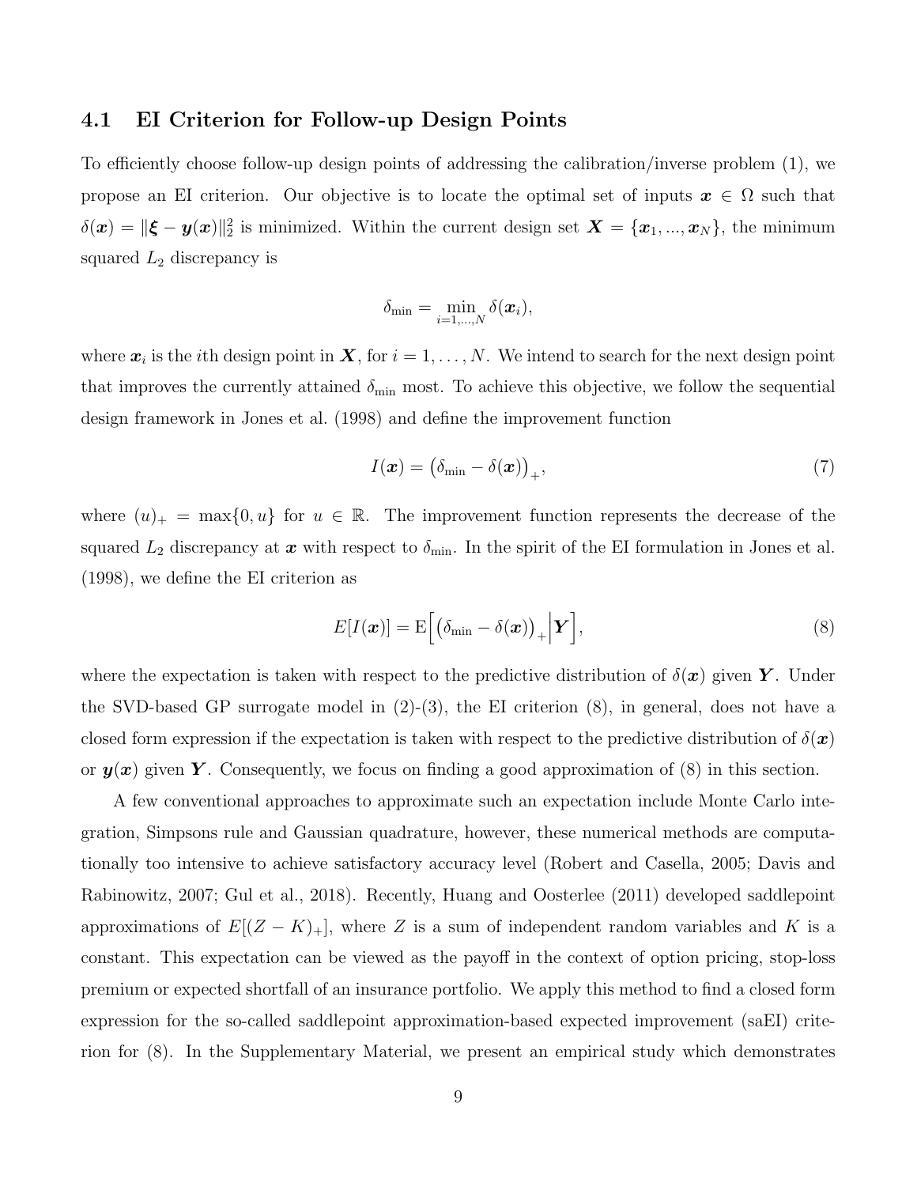## 4.1 EI Criterion for Follow-up Design Points

To efficiently choose follow-up design points of addressing the calibration/inverse problem (1), we propose an EI criterion. Our objective is to locate the optimal set of inputs $\boldsymbol{x} \in \Omega$ such that $\delta(\boldsymbol{x}) = \|\boldsymbol{\xi} - \boldsymbol{y}(\boldsymbol{x})\|_2^2$ is minimized. Within the current design set $\boldsymbol{X} = \{\boldsymbol{x}_1, ..., \boldsymbol{x}_N\}$, the minimum squared $L_2$ discrepancy is

$$\delta_{\min} = \min_{i=1,\ldots,N} \delta(\boldsymbol{x}_i),$$

where $\boldsymbol{x}_i$ is the $i$th design point in $\boldsymbol{X}$, for $i = 1, \ldots, N$. We intend to search for the next design point that improves the currently attained $\delta_{\min}$ most. To achieve this objective, we follow the sequential design framework in Jones et al. (1998) and define the improvement function

$$I(\boldsymbol{x}) = \big(\delta_{\min} - \delta(\boldsymbol{x})\big)_+, \tag{7}$$

where $(u)_+ = \max\{0, u\}$ for $u \in \mathbb{R}$. The improvement function represents the decrease of the squared $L_2$ discrepancy at $\boldsymbol{x}$ with respect to $\delta_{\min}$. In the spirit of the EI formulation in Jones et al. (1998), we define the EI criterion as

$$E[I(\boldsymbol{x})] = \mathrm{E}\Big[\big(\delta_{\min} - \delta(\boldsymbol{x})\big)_+ \Big| \boldsymbol{Y}\Big], \tag{8}$$

where the expectation is taken with respect to the predictive distribution of $\delta(\boldsymbol{x})$ given $\boldsymbol{Y}$. Under the SVD-based GP surrogate model in (2)-(3), the EI criterion (8), in general, does not have a closed form expression if the expectation is taken with respect to the predictive distribution of $\delta(\boldsymbol{x})$ or $\boldsymbol{y}(\boldsymbol{x})$ given $\boldsymbol{Y}$. Consequently, we focus on finding a good approximation of (8) in this section.

A few conventional approaches to approximate such an expectation include Monte Carlo integration, Simpsons rule and Gaussian quadrature, however, these numerical methods are computationally too intensive to achieve satisfactory accuracy level (Robert and Casella, 2005; Davis and Rabinowitz, 2007; Gul et al., 2018). Recently, Huang and Oosterlee (2011) developed saddlepoint approximations of $E[(Z - K)_+]$, where $Z$ is a sum of independent random variables and $K$ is a constant. This expectation can be viewed as the payoff in the context of option pricing, stop-loss premium or expected shortfall of an insurance portfolio. We apply this method to find a closed form expression for the so-called saddlepoint approximation-based expected improvement (saEI) criterion for (8). In the Supplementary Material, we present an empirical study which demonstrates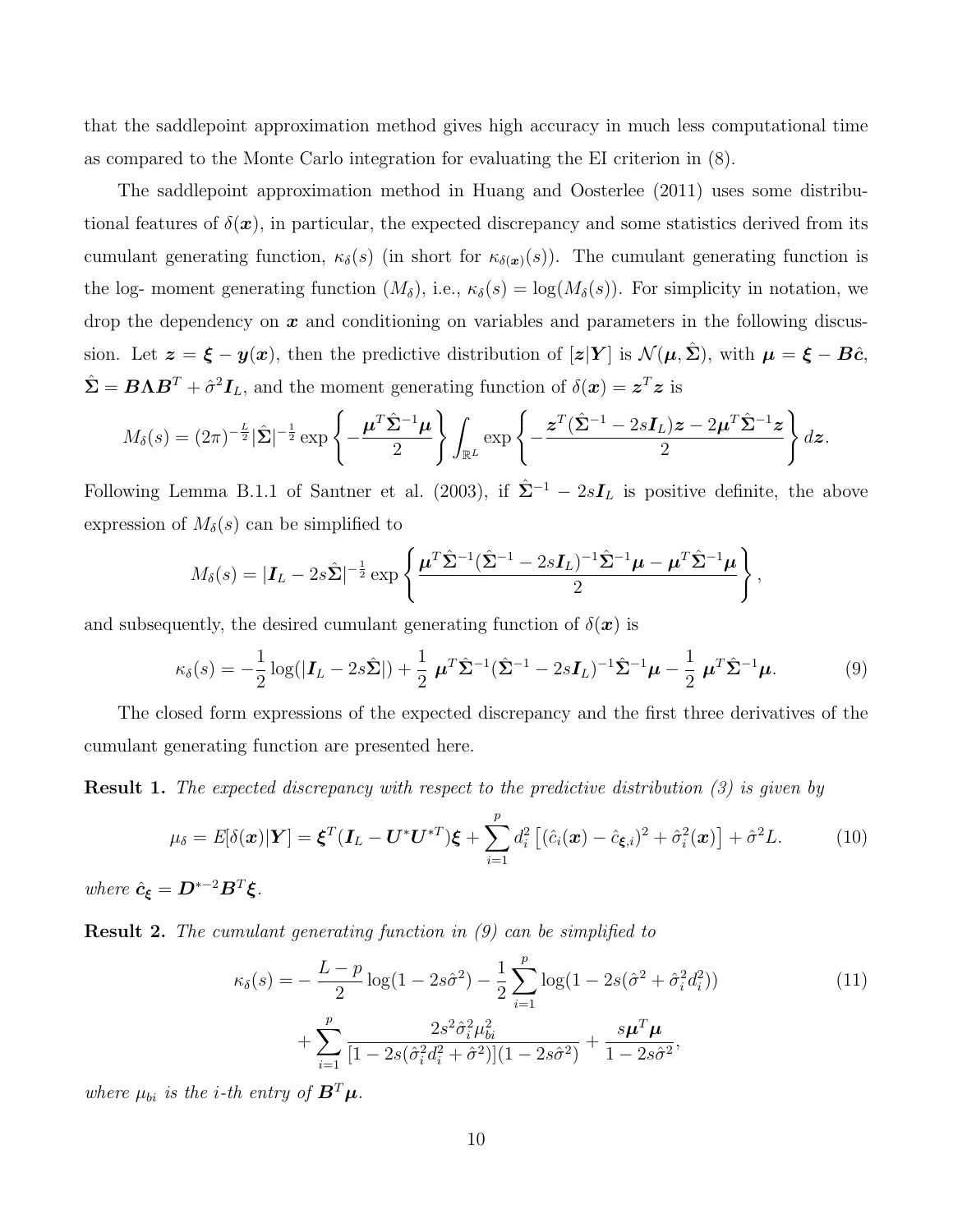that the saddlepoint approximation method gives high accuracy in much less computational time as compared to the Monte Carlo integration for evaluating the EI criterion in (8).

The saddlepoint approximation method in Huang and Oosterlee (2011) uses some distributional features of $\delta(\boldsymbol{x})$, in particular, the expected discrepancy and some statistics derived from its cumulant generating function, $\kappa_\delta(s)$ (in short for $\kappa_{\delta(\boldsymbol{x})}(s)$). The cumulant generating function is the log- moment generating function ($M_\delta$), i.e., $\kappa_\delta(s) = \log(M_\delta(s))$. For simplicity in notation, we drop the dependency on $\boldsymbol{x}$ and conditioning on variables and parameters in the following discussion. Let $\boldsymbol{z} = \boldsymbol{\xi} - \boldsymbol{y}(\boldsymbol{x})$, then the predictive distribution of $[\boldsymbol{z}|\boldsymbol{Y}]$ is $\mathcal{N}(\boldsymbol{\mu}, \hat{\boldsymbol{\Sigma}})$, with $\boldsymbol{\mu} = \boldsymbol{\xi} - \boldsymbol{B}\hat{\boldsymbol{c}}$, $\hat{\boldsymbol{\Sigma}} = \boldsymbol{B}\boldsymbol{\Lambda}\boldsymbol{B}^T + \hat{\sigma}^2\boldsymbol{I}_L$, and the moment generating function of $\delta(\boldsymbol{x}) = \boldsymbol{z}^T\boldsymbol{z}$ is

$$M_\delta(s) = (2\pi)^{-\frac{L}{2}}|\hat{\boldsymbol{\Sigma}}|^{-\frac{1}{2}} \exp\left\{-\frac{\boldsymbol{\mu}^T\hat{\boldsymbol{\Sigma}}^{-1}\boldsymbol{\mu}}{2}\right\} \int_{\mathbb{R}^L} \exp\left\{-\frac{\boldsymbol{z}^T(\hat{\boldsymbol{\Sigma}}^{-1} - 2s\boldsymbol{I}_L)\boldsymbol{z} - 2\boldsymbol{\mu}^T\hat{\boldsymbol{\Sigma}}^{-1}\boldsymbol{z}}{2}\right\} d\boldsymbol{z}.$$

Following Lemma B.1.1 of Santner et al. (2003), if $\hat{\boldsymbol{\Sigma}}^{-1} - 2s\boldsymbol{I}_L$ is positive definite, the above expression of $M_\delta(s)$ can be simplified to

$$M_\delta(s) = |\boldsymbol{I}_L - 2s\hat{\boldsymbol{\Sigma}}|^{-\frac{1}{2}} \exp\left\{\frac{\boldsymbol{\mu}^T\hat{\boldsymbol{\Sigma}}^{-1}(\hat{\boldsymbol{\Sigma}}^{-1} - 2s\boldsymbol{I}_L)^{-1}\hat{\boldsymbol{\Sigma}}^{-1}\boldsymbol{\mu} - \boldsymbol{\mu}^T\hat{\boldsymbol{\Sigma}}^{-1}\boldsymbol{\mu}}{2}\right\},$$

and subsequently, the desired cumulant generating function of $\delta(\boldsymbol{x})$ is

$$\kappa_\delta(s) = -\frac{1}{2}\log(|\boldsymbol{I}_L - 2s\hat{\boldsymbol{\Sigma}}|) + \frac{1}{2}\ \boldsymbol{\mu}^T\hat{\boldsymbol{\Sigma}}^{-1}(\hat{\boldsymbol{\Sigma}}^{-1} - 2s\boldsymbol{I}_L)^{-1}\hat{\boldsymbol{\Sigma}}^{-1}\boldsymbol{\mu} - \frac{1}{2}\ \boldsymbol{\mu}^T\hat{\boldsymbol{\Sigma}}^{-1}\boldsymbol{\mu}. \tag{9}$$

The closed form expressions of the expected discrepancy and the first three derivatives of the cumulant generating function are presented here.

**Result 1.** *The expected discrepancy with respect to the predictive distribution (3) is given by*

$$\mu_\delta = E[\delta(\boldsymbol{x})|\boldsymbol{Y}] = \boldsymbol{\xi}^T(\boldsymbol{I}_L - \boldsymbol{U}^*\boldsymbol{U}^{*T})\boldsymbol{\xi} + \sum_{i=1}^{p} d_i^2\left[(\hat{c}_i(\boldsymbol{x}) - \hat{c}_{\boldsymbol{\xi},i})^2 + \hat{\sigma}_i^2(\boldsymbol{x})\right] + \hat{\sigma}^2 L. \tag{10}$$

*where* $\hat{\boldsymbol{c}}_{\boldsymbol{\xi}} = \boldsymbol{D}^{*-2}\boldsymbol{B}^T\boldsymbol{\xi}$.

**Result 2.** *The cumulant generating function in (9) can be simplified to*

$$\begin{aligned}\kappa_\delta(s) =& -\frac{L-p}{2}\log(1 - 2s\hat{\sigma}^2) - \frac{1}{2}\sum_{i=1}^{p}\log(1 - 2s(\hat{\sigma}^2 + \hat{\sigma}_i^2 d_i^2)) \\ &+ \sum_{i=1}^{p}\frac{2s^2\hat{\sigma}_i^2\mu_{bi}^2}{[1 - 2s(\hat{\sigma}_i^2 d_i^2 + \hat{\sigma}^2)](1 - 2s\hat{\sigma}^2)} + \frac{s\boldsymbol{\mu}^T\boldsymbol{\mu}}{1 - 2s\hat{\sigma}^2},\end{aligned} \tag{11}$$

*where* $\mu_{bi}$ *is the i-th entry of* $\boldsymbol{B}^T\boldsymbol{\mu}$.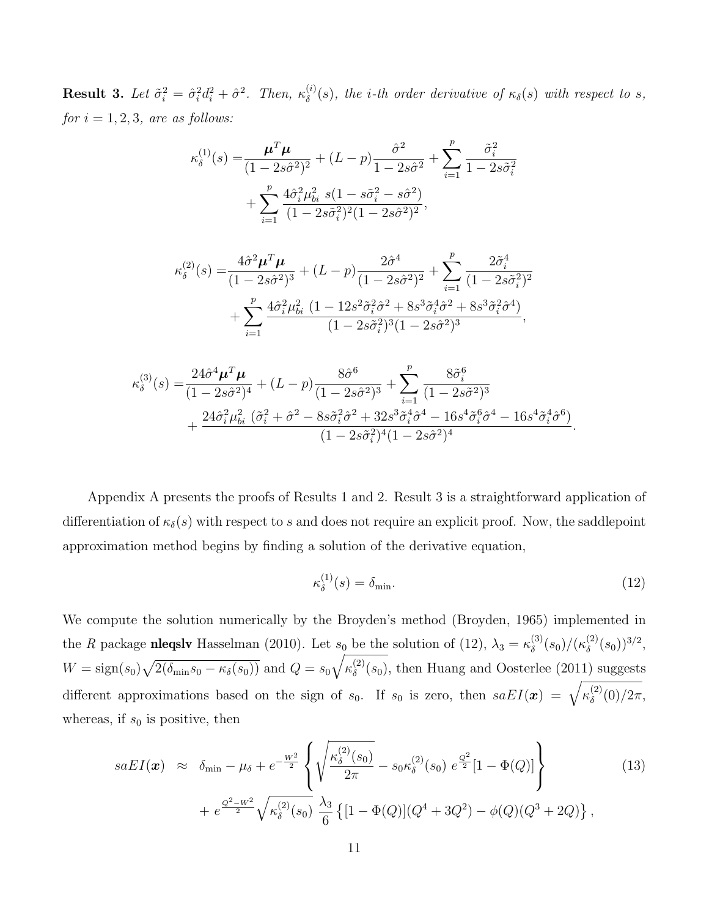**Result 3.** *Let $\tilde{\sigma}_i^2 = \hat{\sigma}_i^2 d_i^2 + \hat{\sigma}^2$. Then, $\kappa_\delta^{(i)}(s)$, the i-th order derivative of $\kappa_\delta(s)$ with respect to s, for $i = 1, 2, 3$, are as follows:*

$$
\begin{aligned}
\kappa_\delta^{(1)}(s) =& \frac{\boldsymbol{\mu}^T\boldsymbol{\mu}}{(1-2s\hat{\sigma}^2)^2} + (L-p)\frac{\hat{\sigma}^2}{1-2s\hat{\sigma}^2} + \sum_{i=1}^{p}\frac{\tilde{\sigma}_i^2}{1-2s\tilde{\sigma}_i^2} \\
&+ \sum_{i=1}^{p}\frac{4\hat{\sigma}_i^2\mu_{bi}^2\ s(1-s\tilde{\sigma}_i^2-s\hat{\sigma}^2)}{(1-2s\tilde{\sigma}_i^2)^2(1-2s\hat{\sigma}^2)^2},
\end{aligned}
$$

$$
\begin{aligned}
\kappa_\delta^{(2)}(s) =& \frac{4\hat{\sigma}^2\boldsymbol{\mu}^T\boldsymbol{\mu}}{(1-2s\hat{\sigma}^2)^3} + (L-p)\frac{2\hat{\sigma}^4}{(1-2s\hat{\sigma}^2)^2} + \sum_{i=1}^{p}\frac{2\tilde{\sigma}_i^4}{(1-2s\tilde{\sigma}_i^2)^2} \\
&+ \sum_{i=1}^{p}\frac{4\hat{\sigma}_i^2\mu_{bi}^2\ (1-12s^2\tilde{\sigma}_i^2\hat{\sigma}^2+8s^3\tilde{\sigma}_i^4\hat{\sigma}^2+8s^3\tilde{\sigma}_i^2\hat{\sigma}^4)}{(1-2s\tilde{\sigma}_i^2)^3(1-2s\hat{\sigma}^2)^3},
\end{aligned}
$$

$$
\begin{aligned}
\kappa_\delta^{(3)}(s) =& \frac{24\hat{\sigma}^4\boldsymbol{\mu}^T\boldsymbol{\mu}}{(1-2s\hat{\sigma}^2)^4} + (L-p)\frac{8\hat{\sigma}^6}{(1-2s\hat{\sigma}^2)^3} + \sum_{i=1}^{p}\frac{8\tilde{\sigma}_i^6}{(1-2s\tilde{\sigma}^2)^3} \\
&+ \frac{24\hat{\sigma}_i^2\mu_{bi}^2\ (\tilde{\sigma}_i^2+\hat{\sigma}^2-8s\tilde{\sigma}_i^2\hat{\sigma}^2+32s^3\tilde{\sigma}_i^4\hat{\sigma}^4-16s^4\tilde{\sigma}_i^6\hat{\sigma}^4-16s^4\tilde{\sigma}_i^4\hat{\sigma}^6)}{(1-2s\tilde{\sigma}_i^2)^4(1-2s\hat{\sigma}^2)^4}.
\end{aligned}
$$

Appendix A presents the proofs of Results 1 and 2. Result 3 is a straightforward application of differentiation of $\kappa_\delta(s)$ with respect to $s$ and does not require an explicit proof. Now, the saddlepoint approximation method begins by finding a solution of the derivative equation,

$$
\kappa_\delta^{(1)}(s) = \delta_{\min}. \tag{12}
$$

We compute the solution numerically by the Broyden's method (Broyden, 1965) implemented in the *R* package **nleqslv** Hasselman (2010). Let $s_0$ be the solution of (12), $\lambda_3 = \kappa_\delta^{(3)}(s_0)/(\kappa_\delta^{(2)}(s_0))^{3/2}$, $W = \text{sign}(s_0)\sqrt{2(\delta_{\min}s_0 - \kappa_\delta(s_0))}$ and $Q = s_0\sqrt{\kappa_\delta^{(2)}(s_0)}$, then Huang and Oosterlee (2011) suggests different approximations based on the sign of $s_0$. If $s_0$ is zero, then $saEI(\boldsymbol{x}) = \sqrt{\kappa_\delta^{(2)}(0)/2\pi}$, whereas, if $s_0$ is positive, then

$$
\begin{aligned}
saEI(\boldsymbol{x}) \;\approx\;& \delta_{\min} - \mu_\delta + e^{-\frac{W^2}{2}}\left\{\sqrt{\frac{\kappa_\delta^{(2)}(s_0)}{2\pi}} - s_0\kappa_\delta^{(2)}(s_0)\ e^{\frac{Q^2}{2}}[1-\Phi(Q)]\right\} \\
&+ e^{\frac{Q^2-W^2}{2}}\sqrt{\kappa_\delta^{(2)}(s_0)}\ \frac{\lambda_3}{6}\left\{[1-\Phi(Q)](Q^4+3Q^2) - \phi(Q)(Q^3+2Q)\right\},
\end{aligned}
\tag{13}
$$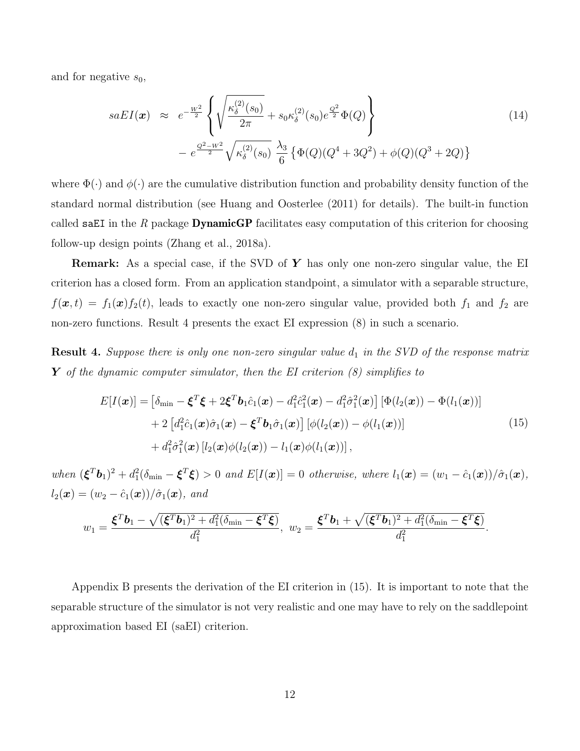and for negative $s_0$,

$$
\begin{aligned}
saEI(\boldsymbol{x}) \;\; &\approx \;\; e^{-\frac{W^2}{2}} \left\{ \sqrt{\frac{\kappa_\delta^{(2)}(s_0)}{2\pi}} + s_0 \kappa_\delta^{(2)}(s_0) e^{\frac{Q^2}{2}} \Phi(Q) \right\} \\
&\quad - e^{\frac{Q^2 - W^2}{2}} \sqrt{\kappa_\delta^{(2)}(s_0)} \; \frac{\lambda_3}{6} \left\{ \Phi(Q)(Q^4 + 3Q^2) + \phi(Q)(Q^3 + 2Q) \right\}
\end{aligned} \tag{14}
$$

where $\Phi(\cdot)$ and $\phi(\cdot)$ are the cumulative distribution function and probability density function of the standard normal distribution (see Huang and Oosterlee (2011) for details). The built-in function called `saEI` in the *R* package **DynamicGP** facilitates easy computation of this criterion for choosing follow-up design points (Zhang et al., 2018a).

**Remark:** As a special case, if the SVD of $\boldsymbol{Y}$ has only one non-zero singular value, the EI criterion has a closed form. From an application standpoint, a simulator with a separable structure, $f(\boldsymbol{x}, t) = f_1(\boldsymbol{x}) f_2(t)$, leads to exactly one non-zero singular value, provided both $f_1$ and $f_2$ are non-zero functions. Result 4 presents the exact EI expression (8) in such a scenario.

**Result 4.** *Suppose there is only one non-zero singular value $d_1$ in the SVD of the response matrix $\boldsymbol{Y}$ of the dynamic computer simulator, then the EI criterion (8) simplifies to*

$$
\begin{aligned}
E[I(\boldsymbol{x})] &= \left[\delta_{\min} - \boldsymbol{\xi}^T\boldsymbol{\xi} + 2\boldsymbol{\xi}^T\boldsymbol{b}_1\hat{c}_1(\boldsymbol{x}) - d_1^2\hat{c}_1^2(\boldsymbol{x}) - d_1^2\hat{\sigma}_1^2(\boldsymbol{x})\right]\left[\Phi(l_2(\boldsymbol{x})) - \Phi(l_1(\boldsymbol{x}))\right] \\
&\quad + 2\left[d_1^2\hat{c}_1(\boldsymbol{x})\hat{\sigma}_1(\boldsymbol{x}) - \boldsymbol{\xi}^T\boldsymbol{b}_1\hat{\sigma}_1(\boldsymbol{x})\right]\left[\phi(l_2(\boldsymbol{x})) - \phi(l_1(\boldsymbol{x}))\right] \\
&\quad + d_1^2\hat{\sigma}_1^2(\boldsymbol{x})\left[l_2(\boldsymbol{x})\phi(l_2(\boldsymbol{x})) - l_1(\boldsymbol{x})\phi(l_1(\boldsymbol{x}))\right],
\end{aligned} \tag{15}
$$

*when $(\boldsymbol{\xi}^T\boldsymbol{b}_1)^2 + d_1^2(\delta_{\min} - \boldsymbol{\xi}^T\boldsymbol{\xi}) > 0$ and $E[I(\boldsymbol{x})] = 0$ otherwise, where $l_1(\boldsymbol{x}) = (w_1 - \hat{c}_1(\boldsymbol{x}))/\hat{\sigma}_1(\boldsymbol{x})$, $l_2(\boldsymbol{x}) = (w_2 - \hat{c}_1(\boldsymbol{x}))/\hat{\sigma}_1(\boldsymbol{x})$, and*

$$
w_1 = \frac{\boldsymbol{\xi}^T\boldsymbol{b}_1 - \sqrt{(\boldsymbol{\xi}^T\boldsymbol{b}_1)^2 + d_1^2(\delta_{\min} - \boldsymbol{\xi}^T\boldsymbol{\xi})}}{d_1^2}, \;\; w_2 = \frac{\boldsymbol{\xi}^T\boldsymbol{b}_1 + \sqrt{(\boldsymbol{\xi}^T\boldsymbol{b}_1)^2 + d_1^2(\delta_{\min} - \boldsymbol{\xi}^T\boldsymbol{\xi})}}{d_1^2}.
$$

Appendix B presents the derivation of the EI criterion in (15). It is important to note that the separable structure of the simulator is not very realistic and one may have to rely on the saddlepoint approximation based EI (saEI) criterion.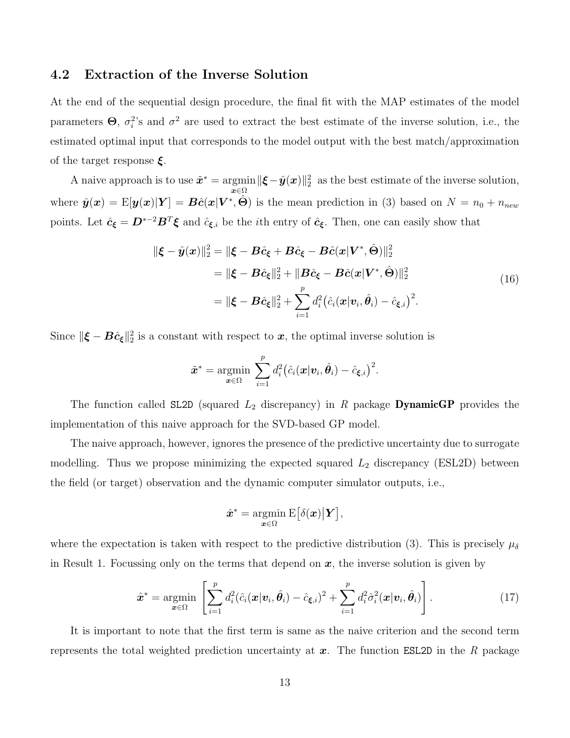## 4.2 Extraction of the Inverse Solution

At the end of the sequential design procedure, the final fit with the MAP estimates of the model parameters $\boldsymbol{\Theta}$, $\sigma_i^2$'s and $\sigma^2$ are used to extract the best estimate of the inverse solution, i.e., the estimated optimal input that corresponds to the model output with the best match/approximation of the target response $\boldsymbol{\xi}$.

A naive approach is to use $\tilde{\boldsymbol{x}}^* = \underset{\boldsymbol{x}\in\Omega}{\operatorname{argmin}} \|\boldsymbol{\xi} - \hat{\boldsymbol{y}}(\boldsymbol{x})\|_2^2$ as the best estimate of the inverse solution, where $\hat{\boldsymbol{y}}(\boldsymbol{x}) = \mathrm{E}[\boldsymbol{y}(\boldsymbol{x})|\boldsymbol{Y}] = \boldsymbol{B}\hat{\boldsymbol{c}}(\boldsymbol{x}|\boldsymbol{V}^*, \hat{\boldsymbol{\Theta}})$ is the mean prediction in (3) based on $N = n_0 + n_{new}$ points. Let $\hat{\boldsymbol{c}}_{\boldsymbol{\xi}} = \boldsymbol{D}^{*-2}\boldsymbol{B}^T\boldsymbol{\xi}$ and $\hat{c}_{\boldsymbol{\xi},i}$ be the $i$th entry of $\hat{\boldsymbol{c}}_{\boldsymbol{\xi}}$. Then, one can easily show that

$$
\begin{aligned}
\|\boldsymbol{\xi} - \hat{\boldsymbol{y}}(\boldsymbol{x})\|_2^2 &= \|\boldsymbol{\xi} - \boldsymbol{B}\hat{\boldsymbol{c}}_{\boldsymbol{\xi}} + \boldsymbol{B}\hat{\boldsymbol{c}}_{\boldsymbol{\xi}} - \boldsymbol{B}\hat{\boldsymbol{c}}(\boldsymbol{x}|\boldsymbol{V}^*, \hat{\boldsymbol{\Theta}})\|_2^2 \\
&= \|\boldsymbol{\xi} - \boldsymbol{B}\hat{\boldsymbol{c}}_{\boldsymbol{\xi}}\|_2^2 + \|\boldsymbol{B}\hat{\boldsymbol{c}}_{\boldsymbol{\xi}} - \boldsymbol{B}\hat{\boldsymbol{c}}(\boldsymbol{x}|\boldsymbol{V}^*, \hat{\boldsymbol{\Theta}})\|_2^2 \\
&= \|\boldsymbol{\xi} - \boldsymbol{B}\hat{\boldsymbol{c}}_{\boldsymbol{\xi}}\|_2^2 + \sum_{i=1}^{p} d_i^2\big(\hat{c}_i(\boldsymbol{x}|\boldsymbol{v}_i, \hat{\boldsymbol{\theta}}_i) - \hat{c}_{\boldsymbol{\xi},i}\big)^2.
\end{aligned}
\tag{16}
$$

Since $\|\boldsymbol{\xi} - \boldsymbol{B}\hat{\boldsymbol{c}}_{\boldsymbol{\xi}}\|_2^2$ is a constant with respect to $\boldsymbol{x}$, the optimal inverse solution is

$$
\tilde{\boldsymbol{x}}^* = \underset{\boldsymbol{x}\in\Omega}{\operatorname{argmin}} \sum_{i=1}^{p} d_i^2\big(\hat{c}_i(\boldsymbol{x}|\boldsymbol{v}_i, \hat{\boldsymbol{\theta}}_i) - \hat{c}_{\boldsymbol{\xi},i}\big)^2.
$$

The function called `SL2D` (squared $L_2$ discrepancy) in *R* package **DynamicGP** provides the implementation of this naive approach for the SVD-based GP model.

The naive approach, however, ignores the presence of the predictive uncertainty due to surrogate modelling. Thus we propose minimizing the expected squared $L_2$ discrepancy (ESL2D) between the field (or target) observation and the dynamic computer simulator outputs, i.e.,

$$
\hat{\boldsymbol{x}}^* = \underset{\boldsymbol{x}\in\Omega}{\operatorname{argmin}} \, \mathrm{E}\big[\delta(\boldsymbol{x})\big|\boldsymbol{Y}\big],
$$

where the expectation is taken with respect to the predictive distribution (3). This is precisely $\mu_\delta$ in Result 1. Focussing only on the terms that depend on $\boldsymbol{x}$, the inverse solution is given by

$$
\hat{\boldsymbol{x}}^* = \underset{\boldsymbol{x}\in\Omega}{\operatorname{argmin}} \left[\sum_{i=1}^{p} d_i^2(\hat{c}_i(\boldsymbol{x}|\boldsymbol{v}_i, \hat{\boldsymbol{\theta}}_i) - \hat{c}_{\boldsymbol{\xi},i})^2 + \sum_{i=1}^{p} d_i^2\hat{\sigma}_i^2(\boldsymbol{x}|\boldsymbol{v}_i, \hat{\boldsymbol{\theta}}_i)\right].
\tag{17}
$$

It is important to note that the first term is same as the naive criterion and the second term represents the total weighted prediction uncertainty at $\boldsymbol{x}$. The function `ESL2D` in the *R* package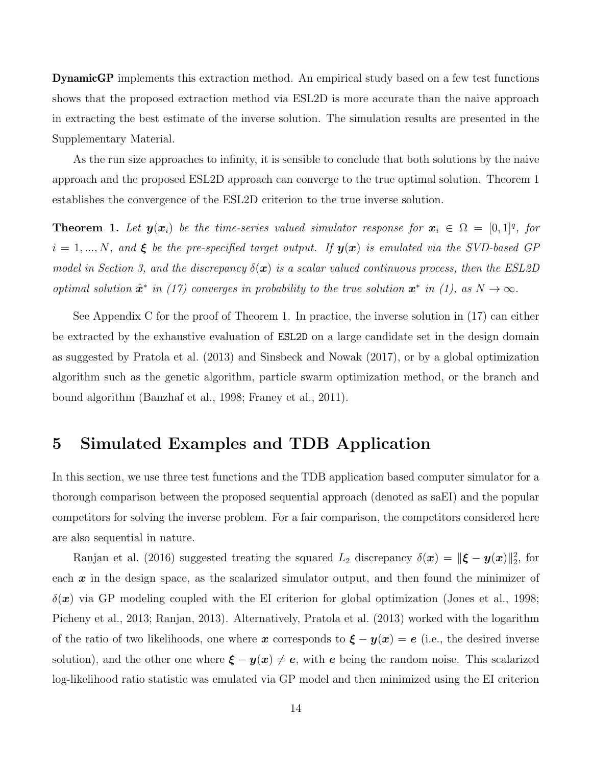**DynamicGP** implements this extraction method. An empirical study based on a few test functions shows that the proposed extraction method via ESL2D is more accurate than the naive approach in extracting the best estimate of the inverse solution. The simulation results are presented in the Supplementary Material.

As the run size approaches to infinity, it is sensible to conclude that both solutions by the naive approach and the proposed ESL2D approach can converge to the true optimal solution. Theorem 1 establishes the convergence of the ESL2D criterion to the true inverse solution.

**Theorem 1.** *Let $\boldsymbol{y}(\boldsymbol{x}_i)$ be the time-series valued simulator response for $\boldsymbol{x}_i \in \Omega = [0,1]^q$, for $i = 1, ..., N$, and $\boldsymbol{\xi}$ be the pre-specified target output. If $\boldsymbol{y}(\boldsymbol{x})$ is emulated via the SVD-based GP model in Section 3, and the discrepancy $\delta(\boldsymbol{x})$ is a scalar valued continuous process, then the ESL2D optimal solution $\hat{\boldsymbol{x}}^*$ in (17) converges in probability to the true solution $\boldsymbol{x}^*$ in (1), as $N \to \infty$.*

See Appendix C for the proof of Theorem 1. In practice, the inverse solution in (17) can either be extracted by the exhaustive evaluation of `ESL2D` on a large candidate set in the design domain as suggested by Pratola et al. (2013) and Sinsbeck and Nowak (2017), or by a global optimization algorithm such as the genetic algorithm, particle swarm optimization method, or the branch and bound algorithm (Banzhaf et al., 1998; Franey et al., 2011).

# 5 Simulated Examples and TDB Application

In this section, we use three test functions and the TDB application based computer simulator for a thorough comparison between the proposed sequential approach (denoted as saEI) and the popular competitors for solving the inverse problem. For a fair comparison, the competitors considered here are also sequential in nature.

Ranjan et al. (2016) suggested treating the squared $L_2$ discrepancy $\delta(\boldsymbol{x}) = \|\boldsymbol{\xi} - \boldsymbol{y}(\boldsymbol{x})\|_2^2$, for each $\boldsymbol{x}$ in the design space, as the scalarized simulator output, and then found the minimizer of $\delta(\boldsymbol{x})$ via GP modeling coupled with the EI criterion for global optimization (Jones et al., 1998; Picheny et al., 2013; Ranjan, 2013). Alternatively, Pratola et al. (2013) worked with the logarithm of the ratio of two likelihoods, one where $\boldsymbol{x}$ corresponds to $\boldsymbol{\xi} - \boldsymbol{y}(\boldsymbol{x}) = \boldsymbol{e}$ (i.e., the desired inverse solution), and the other one where $\boldsymbol{\xi} - \boldsymbol{y}(\boldsymbol{x}) \neq \boldsymbol{e}$, with $\boldsymbol{e}$ being the random noise. This scalarized log-likelihood ratio statistic was emulated via GP model and then minimized using the EI criterion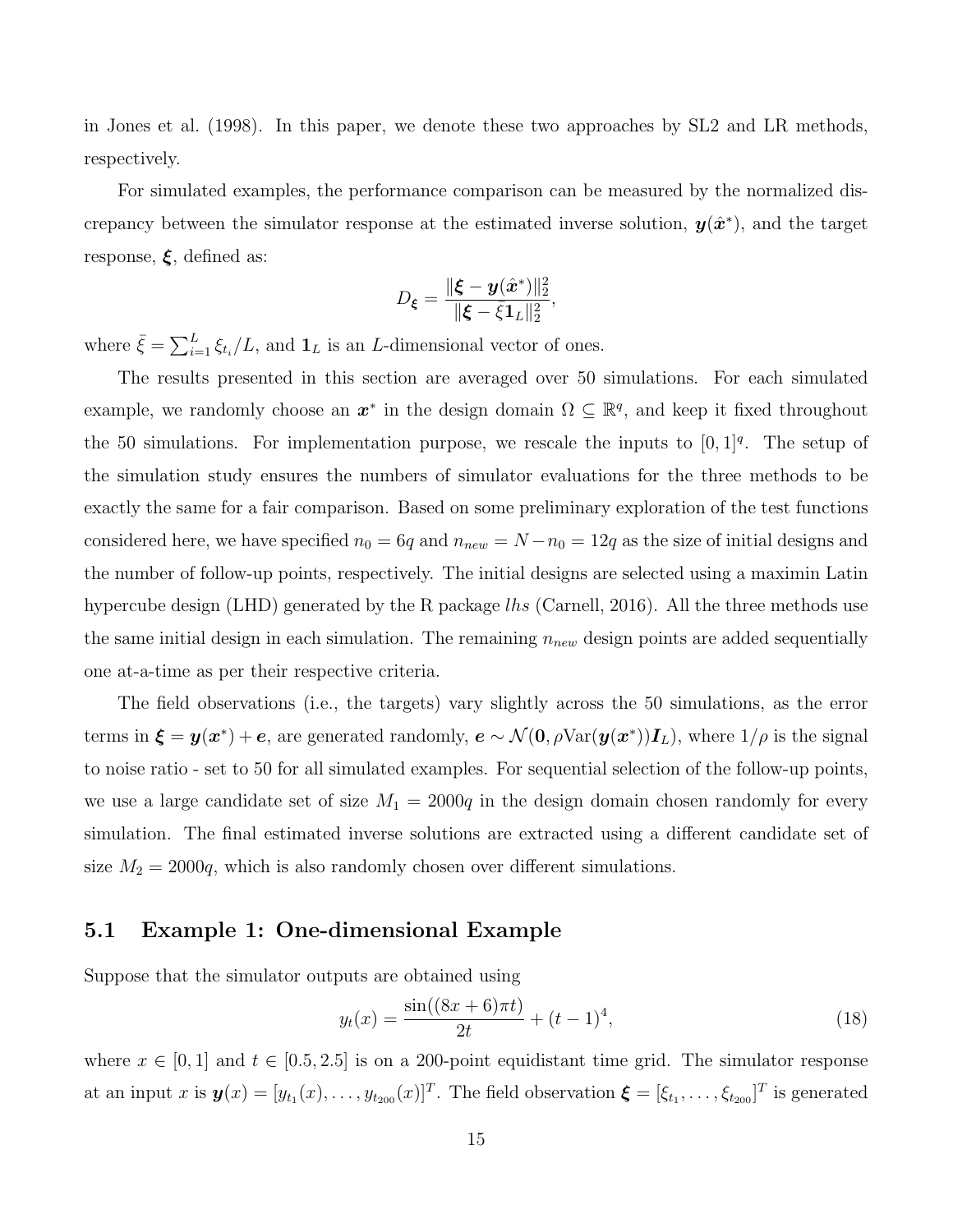in Jones et al. (1998). In this paper, we denote these two approaches by SL2 and LR methods, respectively.

For simulated examples, the performance comparison can be measured by the normalized discrepancy between the simulator response at the estimated inverse solution, $\boldsymbol{y}(\hat{\boldsymbol{x}}^*)$, and the target response, $\boldsymbol{\xi}$, defined as:

$$D_{\boldsymbol{\xi}} = \frac{\|\boldsymbol{\xi} - \boldsymbol{y}(\hat{\boldsymbol{x}}^*)\|_2^2}{\|\boldsymbol{\xi} - \bar{\xi}\mathbf{1}_L\|_2^2},$$

where $\bar{\xi} = \sum_{i=1}^{L} \xi_{t_i}/L$, and $\mathbf{1}_L$ is an $L$-dimensional vector of ones.

The results presented in this section are averaged over 50 simulations. For each simulated example, we randomly choose an $\boldsymbol{x}^*$ in the design domain $\Omega \subseteq \mathbb{R}^q$, and keep it fixed throughout the 50 simulations. For implementation purpose, we rescale the inputs to $[0,1]^q$. The setup of the simulation study ensures the numbers of simulator evaluations for the three methods to be exactly the same for a fair comparison. Based on some preliminary exploration of the test functions considered here, we have specified $n_0 = 6q$ and $n_{new} = N - n_0 = 12q$ as the size of initial designs and the number of follow-up points, respectively. The initial designs are selected using a maximin Latin hypercube design (LHD) generated by the R package *lhs* (Carnell, 2016). All the three methods use the same initial design in each simulation. The remaining $n_{new}$ design points are added sequentially one at-a-time as per their respective criteria.

The field observations (i.e., the targets) vary slightly across the 50 simulations, as the error terms in $\boldsymbol{\xi} = \boldsymbol{y}(\boldsymbol{x}^*) + \boldsymbol{e}$, are generated randomly, $\boldsymbol{e} \sim \mathcal{N}(\mathbf{0}, \rho \text{Var}(\boldsymbol{y}(\boldsymbol{x}^*))\boldsymbol{I}_L)$, where $1/\rho$ is the signal to noise ratio - set to 50 for all simulated examples. For sequential selection of the follow-up points, we use a large candidate set of size $M_1 = 2000q$ in the design domain chosen randomly for every simulation. The final estimated inverse solutions are extracted using a different candidate set of size $M_2 = 2000q$, which is also randomly chosen over different simulations.

## 5.1 Example 1: One-dimensional Example

Suppose that the simulator outputs are obtained using

$$y_t(x) = \frac{\sin((8x+6)\pi t)}{2t} + (t-1)^4, \tag{18}$$

where $x \in [0,1]$ and $t \in [0.5, 2.5]$ is on a 200-point equidistant time grid. The simulator response at an input $x$ is $\boldsymbol{y}(x) = [y_{t_1}(x), \ldots, y_{t_{200}}(x)]^T$. The field observation $\boldsymbol{\xi} = [\xi_{t_1}, \ldots, \xi_{t_{200}}]^T$ is generated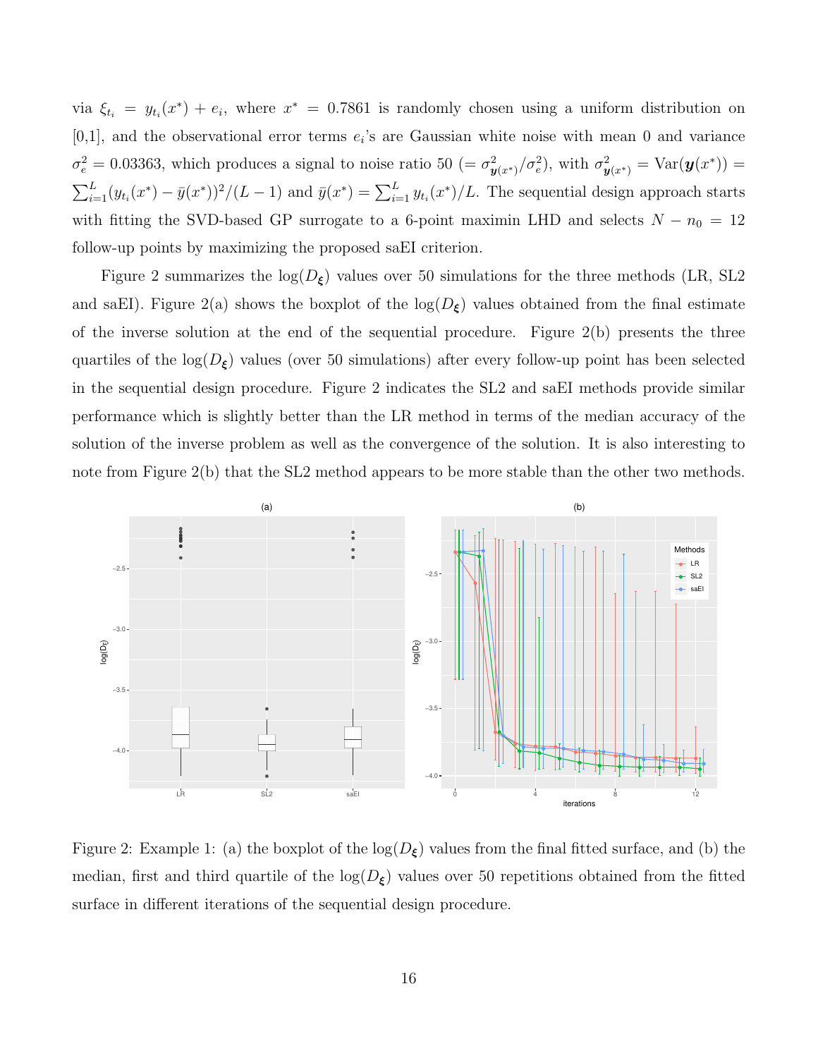via $\xi_{t_i} = y_{t_i}(x^*) + e_i$, where $x^* = 0.7861$ is randomly chosen using a uniform distribution on [0,1], and the observational error terms $e_i$'s are Gaussian white noise with mean 0 and variance $\sigma_e^2 = 0.03363$, which produces a signal to noise ratio 50 ($= \sigma^2_{\boldsymbol{y}(x^*)}/\sigma_e^2$), with $\sigma^2_{\boldsymbol{y}(x^*)} = \mathrm{Var}(\boldsymbol{y}(x^*)) = \sum_{i=1}^{L}(y_{t_i}(x^*) - \bar{y}(x^*))^2/(L-1)$ and $\bar{y}(x^*) = \sum_{i=1}^{L} y_{t_i}(x^*)/L$. The sequential design approach starts with fitting the SVD-based GP surrogate to a 6-point maximin LHD and selects $N - n_0 = 12$ follow-up points by maximizing the proposed saEI criterion.

Figure 2 summarizes the $\log(D_{\boldsymbol{\xi}})$ values over 50 simulations for the three methods (LR, SL2 and saEI). Figure 2(a) shows the boxplot of the $\log(D_{\boldsymbol{\xi}})$ values obtained from the final estimate of the inverse solution at the end of the sequential procedure. Figure 2(b) presents the three quartiles of the $\log(D_{\boldsymbol{\xi}})$ values (over 50 simulations) after every follow-up point has been selected in the sequential design procedure. Figure 2 indicates the SL2 and saEI methods provide similar performance which is slightly better than the LR method in terms of the median accuracy of the solution of the inverse problem as well as the convergence of the solution. It is also interesting to note from Figure 2(b) that the SL2 method appears to be more stable than the other two methods.

Figure 2: Example 1: (a) the boxplot of the $\log(D_{\boldsymbol{\xi}})$ values from the final fitted surface, and (b) the median, first and third quartile of the $\log(D_{\boldsymbol{\xi}})$ values over 50 repetitions obtained from the fitted surface in different iterations of the sequential design procedure.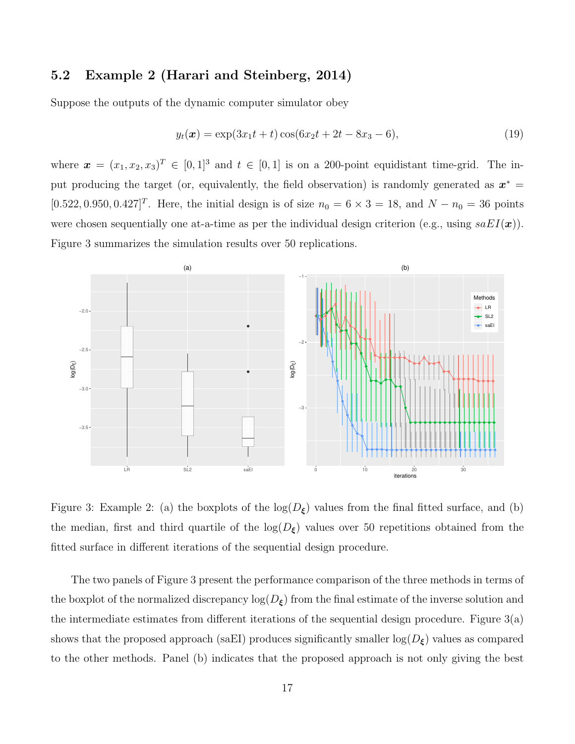### 5.2 Example 2 (Harari and Steinberg, 2014)

Suppose the outputs of the dynamic computer simulator obey

$$y_t(\boldsymbol{x}) = \exp(3x_1 t + t)\cos(6x_2 t + 2t - 8x_3 - 6), \tag{19}$$

where $\boldsymbol{x} = (x_1, x_2, x_3)^T \in [0,1]^3$ and $t \in [0,1]$ is on a 200-point equidistant time-grid. The input producing the target (or, equivalently, the field observation) is randomly generated as $\boldsymbol{x}^* = [0.522, 0.950, 0.427]^T$. Here, the initial design is of size $n_0 = 6 \times 3 = 18$, and $N - n_0 = 36$ points were chosen sequentially one at-a-time as per the individual design criterion (e.g., using $saEI(\boldsymbol{x})$). Figure 3 summarizes the simulation results over 50 replications.

Figure 3: Example 2: (a) the boxplots of the $\log(D_{\boldsymbol{\xi}})$ values from the final fitted surface, and (b) the median, first and third quartile of the $\log(D_{\boldsymbol{\xi}})$ values over 50 repetitions obtained from the fitted surface in different iterations of the sequential design procedure.

The two panels of Figure 3 present the performance comparison of the three methods in terms of the boxplot of the normalized discrepancy $\log(D_{\boldsymbol{\xi}})$ from the final estimate of the inverse solution and the intermediate estimates from different iterations of the sequential design procedure. Figure 3(a) shows that the proposed approach (saEI) produces significantly smaller $\log(D_{\boldsymbol{\xi}})$ values as compared to the other methods. Panel (b) indicates that the proposed approach is not only giving the best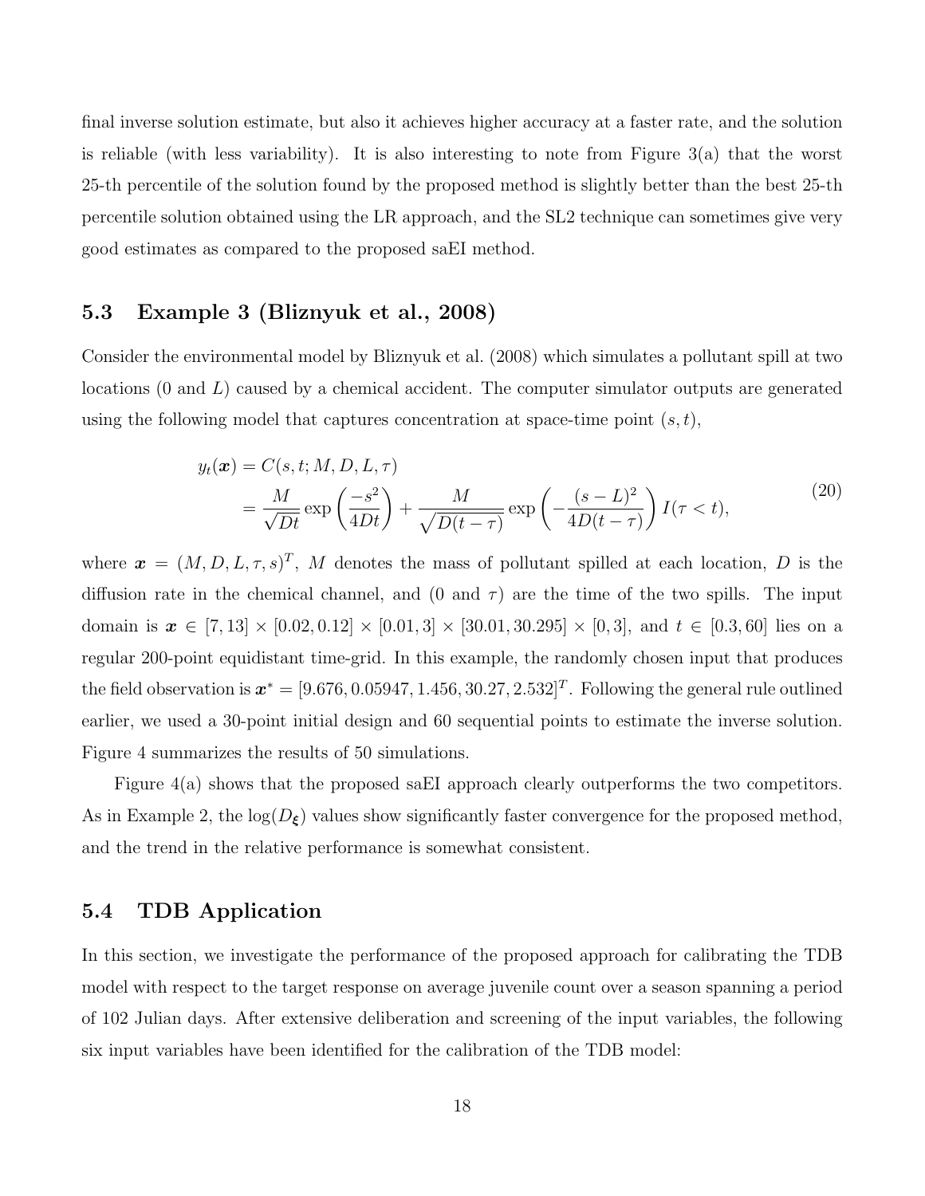final inverse solution estimate, but also it achieves higher accuracy at a faster rate, and the solution is reliable (with less variability). It is also interesting to note from Figure 3(a) that the worst 25-th percentile of the solution found by the proposed method is slightly better than the best 25-th percentile solution obtained using the LR approach, and the SL2 technique can sometimes give very good estimates as compared to the proposed saEI method.

### 5.3 Example 3 (Bliznyuk et al., 2008)

Consider the environmental model by Bliznyuk et al. (2008) which simulates a pollutant spill at two locations (0 and $L$) caused by a chemical accident. The computer simulator outputs are generated using the following model that captures concentration at space-time point $(s,t)$,

$$
\begin{aligned}
y_t(\boldsymbol{x}) &= C(s,t;M,D,L,\tau) \\
&= \frac{M}{\sqrt{Dt}} \exp\left(\frac{-s^2}{4Dt}\right) + \frac{M}{\sqrt{D(t-\tau)}} \exp\left(-\frac{(s-L)^2}{4D(t-\tau)}\right) I(\tau < t),
\end{aligned}
\tag{20}
$$

where $\boldsymbol{x} = (M,D,L,\tau,s)^T$, $M$ denotes the mass of pollutant spilled at each location, $D$ is the diffusion rate in the chemical channel, and (0 and $\tau$) are the time of the two spills. The input domain is $\boldsymbol{x} \in [7,13] \times [0.02,0.12] \times [0.01,3] \times [30.01,30.295] \times [0,3]$, and $t \in [0.3,60]$ lies on a regular 200-point equidistant time-grid. In this example, the randomly chosen input that produces the field observation is $\boldsymbol{x}^* = [9.676, 0.05947, 1.456, 30.27, 2.532]^T$. Following the general rule outlined earlier, we used a 30-point initial design and 60 sequential points to estimate the inverse solution. Figure 4 summarizes the results of 50 simulations.

Figure 4(a) shows that the proposed saEI approach clearly outperforms the two competitors. As in Example 2, the $\log(D_{\boldsymbol{\xi}})$ values show significantly faster convergence for the proposed method, and the trend in the relative performance is somewhat consistent.

### 5.4 TDB Application

In this section, we investigate the performance of the proposed approach for calibrating the TDB model with respect to the target response on average juvenile count over a season spanning a period of 102 Julian days. After extensive deliberation and screening of the input variables, the following six input variables have been identified for the calibration of the TDB model: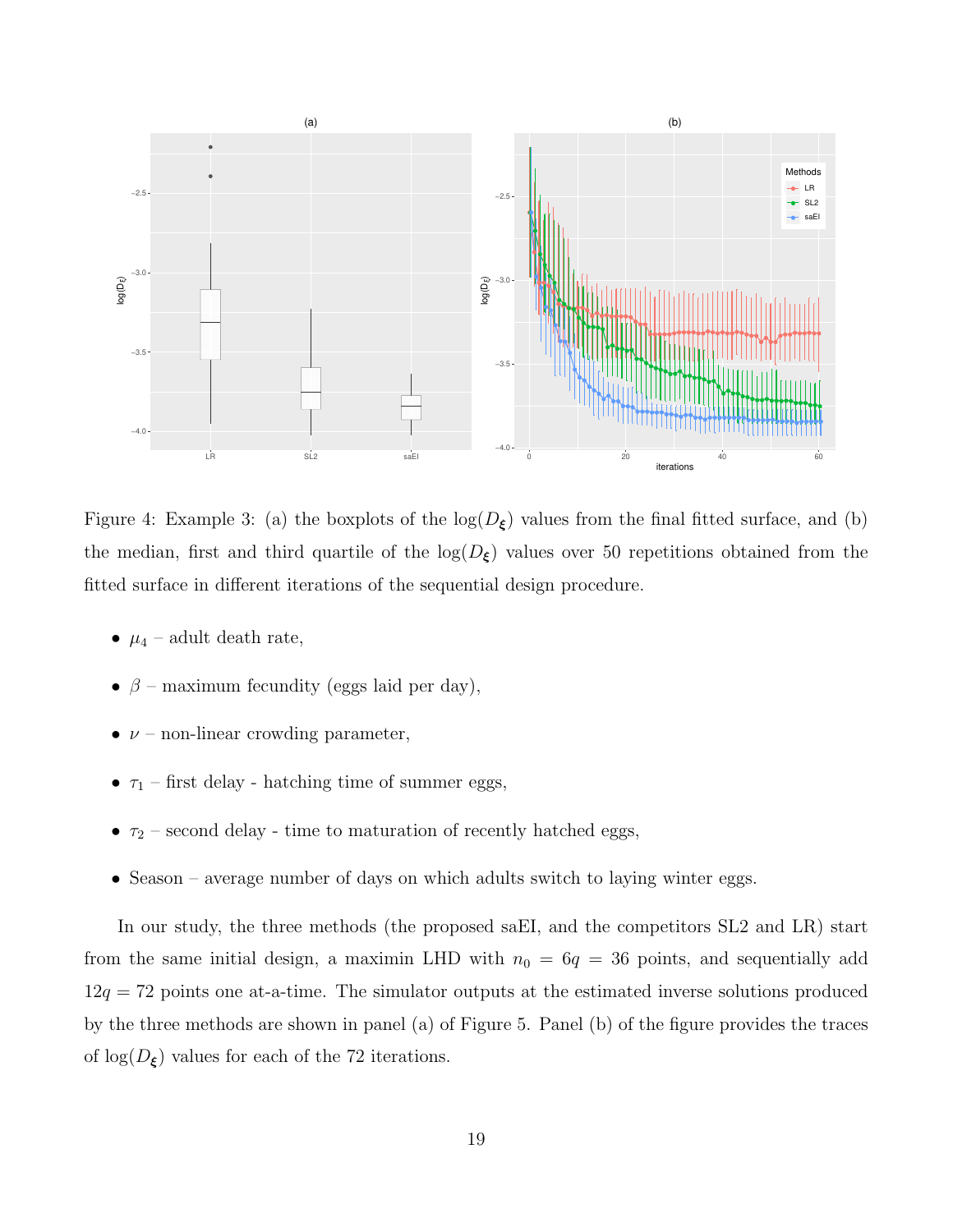Figure 4: Example 3: (a) the boxplots of the $\log(D_{\boldsymbol{\xi}})$ values from the final fitted surface, and (b) the median, first and third quartile of the $\log(D_{\boldsymbol{\xi}})$ values over 50 repetitions obtained from the fitted surface in different iterations of the sequential design procedure.

- $\mu_4$ – adult death rate,
- $\beta$ – maximum fecundity (eggs laid per day),
- $\nu$ – non-linear crowding parameter,
- $\tau_1$ – first delay - hatching time of summer eggs,
- $\tau_2$ – second delay - time to maturation of recently hatched eggs,
- Season – average number of days on which adults switch to laying winter eggs.

In our study, the three methods (the proposed saEI, and the competitors SL2 and LR) start from the same initial design, a maximin LHD with $n_0 = 6q = 36$ points, and sequentially add $12q = 72$ points one at-a-time. The simulator outputs at the estimated inverse solutions produced by the three methods are shown in panel (a) of Figure 5. Panel (b) of the figure provides the traces of $\log(D_{\boldsymbol{\xi}})$ values for each of the 72 iterations.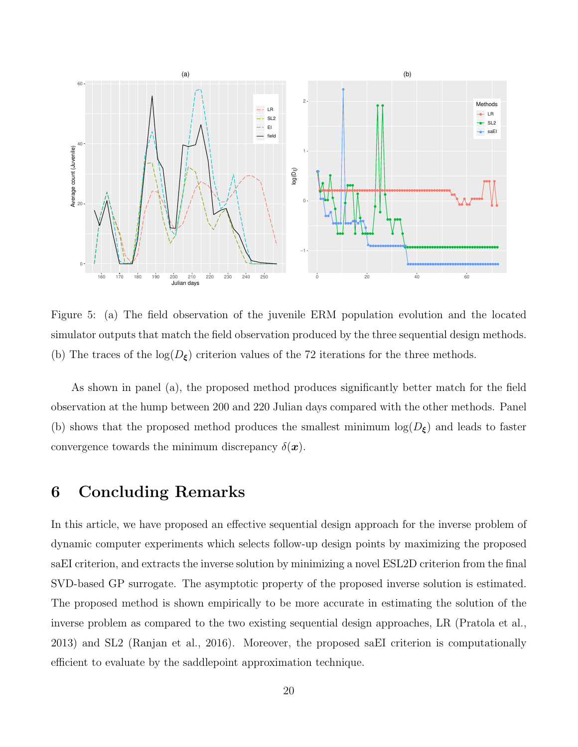Figure 5: (a) The field observation of the juvenile ERM population evolution and the located simulator outputs that match the field observation produced by the three sequential design methods. (b) The traces of the $\log(D_{\boldsymbol{\xi}})$ criterion values of the 72 iterations for the three methods.

As shown in panel (a), the proposed method produces significantly better match for the field observation at the hump between 200 and 220 Julian days compared with the other methods. Panel (b) shows that the proposed method produces the smallest minimum $\log(D_{\boldsymbol{\xi}})$ and leads to faster convergence towards the minimum discrepancy $\delta(\boldsymbol{x})$.

# 6 Concluding Remarks

In this article, we have proposed an effective sequential design approach for the inverse problem of dynamic computer experiments which selects follow-up design points by maximizing the proposed saEI criterion, and extracts the inverse solution by minimizing a novel ESL2D criterion from the final SVD-based GP surrogate. The asymptotic property of the proposed inverse solution is estimated. The proposed method is shown empirically to be more accurate in estimating the solution of the inverse problem as compared to the two existing sequential design approaches, LR (Pratola et al., 2013) and SL2 (Ranjan et al., 2016). Moreover, the proposed saEI criterion is computationally efficient to evaluate by the saddlepoint approximation technique.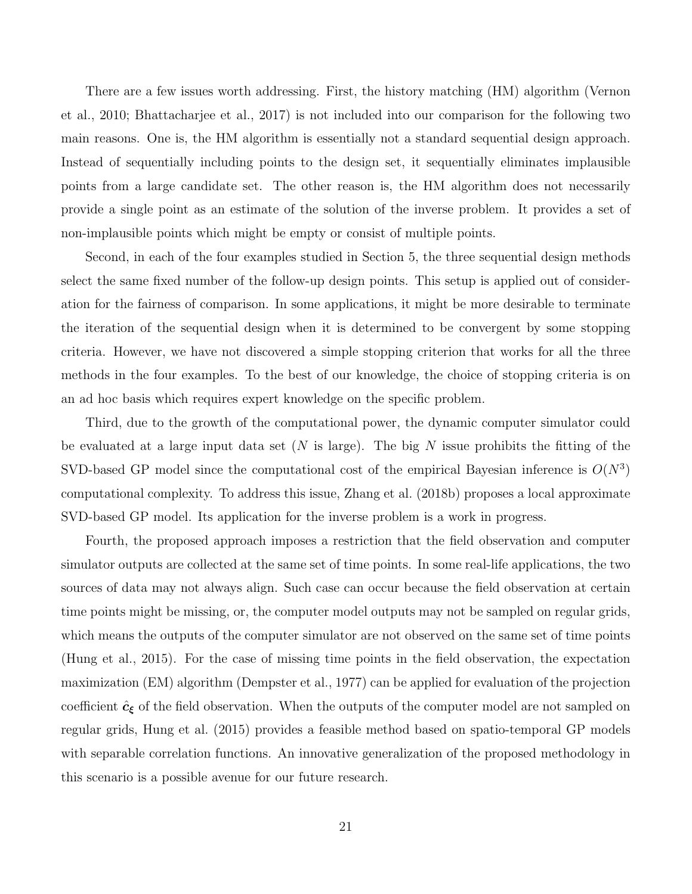There are a few issues worth addressing. First, the history matching (HM) algorithm (Vernon et al., 2010; Bhattacharjee et al., 2017) is not included into our comparison for the following two main reasons. One is, the HM algorithm is essentially not a standard sequential design approach. Instead of sequentially including points to the design set, it sequentially eliminates implausible points from a large candidate set. The other reason is, the HM algorithm does not necessarily provide a single point as an estimate of the solution of the inverse problem. It provides a set of non-implausible points which might be empty or consist of multiple points.

Second, in each of the four examples studied in Section 5, the three sequential design methods select the same fixed number of the follow-up design points. This setup is applied out of consideration for the fairness of comparison. In some applications, it might be more desirable to terminate the iteration of the sequential design when it is determined to be convergent by some stopping criteria. However, we have not discovered a simple stopping criterion that works for all the three methods in the four examples. To the best of our knowledge, the choice of stopping criteria is on an ad hoc basis which requires expert knowledge on the specific problem.

Third, due to the growth of the computational power, the dynamic computer simulator could be evaluated at a large input data set ($N$ is large). The big $N$ issue prohibits the fitting of the SVD-based GP model since the computational cost of the empirical Bayesian inference is $O(N^3)$ computational complexity. To address this issue, Zhang et al. (2018b) proposes a local approximate SVD-based GP model. Its application for the inverse problem is a work in progress.

Fourth, the proposed approach imposes a restriction that the field observation and computer simulator outputs are collected at the same set of time points. In some real-life applications, the two sources of data may not always align. Such case can occur because the field observation at certain time points might be missing, or, the computer model outputs may not be sampled on regular grids, which means the outputs of the computer simulator are not observed on the same set of time points (Hung et al., 2015). For the case of missing time points in the field observation, the expectation maximization (EM) algorithm (Dempster et al., 1977) can be applied for evaluation of the projection coefficient $\hat{\boldsymbol{c}}_{\boldsymbol{\xi}}$ of the field observation. When the outputs of the computer model are not sampled on regular grids, Hung et al. (2015) provides a feasible method based on spatio-temporal GP models with separable correlation functions. An innovative generalization of the proposed methodology in this scenario is a possible avenue for our future research.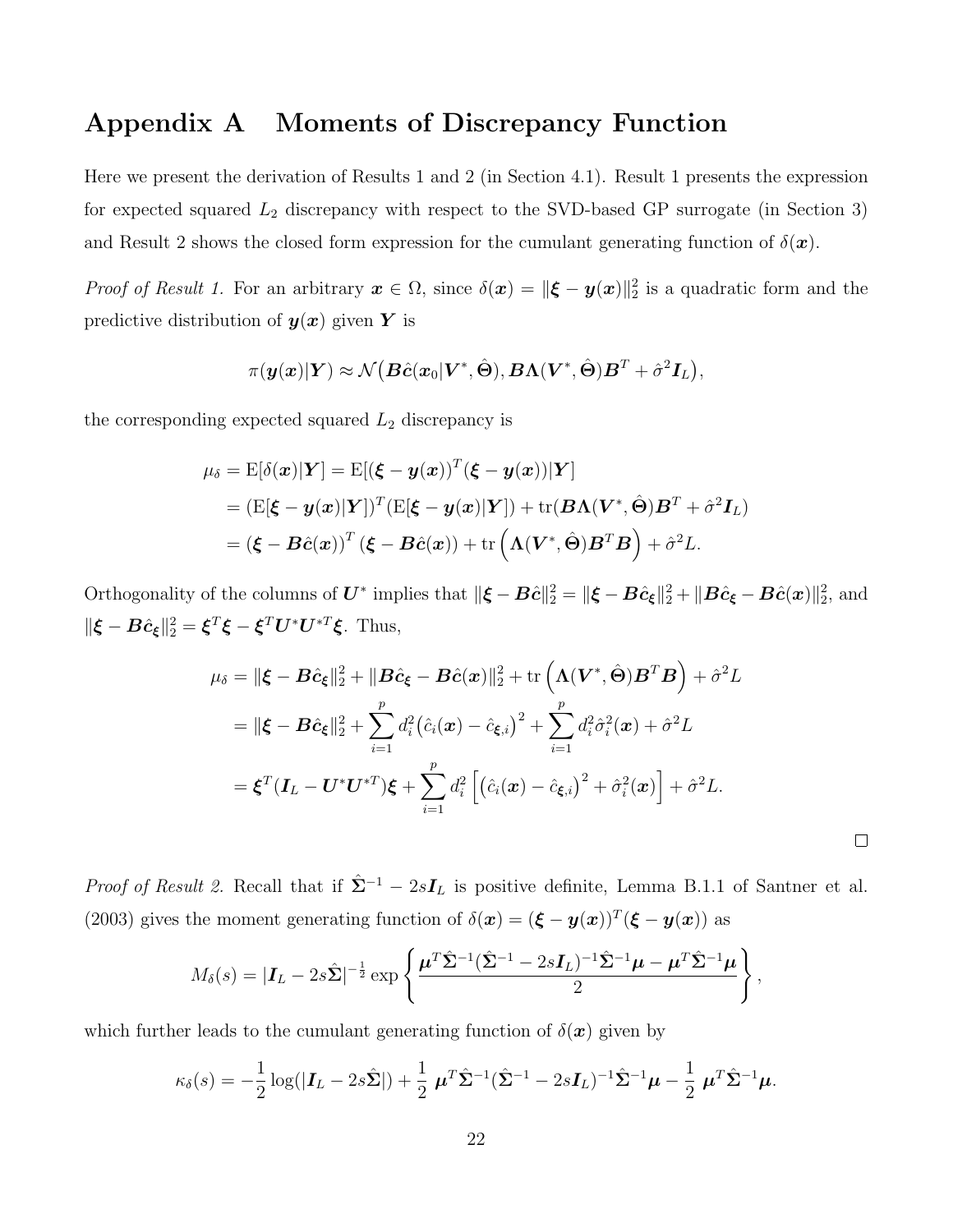# Appendix A Moments of Discrepancy Function

Here we present the derivation of Results 1 and 2 (in Section 4.1). Result 1 presents the expression for expected squared $L_2$ discrepancy with respect to the SVD-based GP surrogate (in Section 3) and Result 2 shows the closed form expression for the cumulant generating function of $\delta(\boldsymbol{x})$.

*Proof of Result 1.* For an arbitrary $\boldsymbol{x} \in \Omega$, since $\delta(\boldsymbol{x}) = \|\boldsymbol{\xi} - \boldsymbol{y}(\boldsymbol{x})\|_2^2$ is a quadratic form and the predictive distribution of $\boldsymbol{y}(\boldsymbol{x})$ given $\boldsymbol{Y}$ is

$$\pi(\boldsymbol{y}(\boldsymbol{x})|\boldsymbol{Y}) \approx \mathcal{N}\big(\boldsymbol{B}\hat{\boldsymbol{c}}(\boldsymbol{x}_0|\boldsymbol{V}^*, \hat{\boldsymbol{\Theta}}), \boldsymbol{B}\boldsymbol{\Lambda}(\boldsymbol{V}^*, \hat{\boldsymbol{\Theta}})\boldsymbol{B}^T + \hat{\sigma}^2\boldsymbol{I}_L\big),$$

the corresponding expected squared $L_2$ discrepancy is

$$\begin{aligned}
\mu_\delta &= \mathrm{E}[\delta(\boldsymbol{x})|\boldsymbol{Y}] = \mathrm{E}[(\boldsymbol{\xi} - \boldsymbol{y}(\boldsymbol{x}))^T(\boldsymbol{\xi} - \boldsymbol{y}(\boldsymbol{x}))|\boldsymbol{Y}] \\
&= (\mathrm{E}[\boldsymbol{\xi} - \boldsymbol{y}(\boldsymbol{x})|\boldsymbol{Y}])^T(\mathrm{E}[\boldsymbol{\xi} - \boldsymbol{y}(\boldsymbol{x})|\boldsymbol{Y}]) + \mathrm{tr}(\boldsymbol{B}\boldsymbol{\Lambda}(\boldsymbol{V}^*, \hat{\boldsymbol{\Theta}})\boldsymbol{B}^T + \hat{\sigma}^2\boldsymbol{I}_L) \\
&= (\boldsymbol{\xi} - \boldsymbol{B}\hat{\boldsymbol{c}}(\boldsymbol{x}))^T(\boldsymbol{\xi} - \boldsymbol{B}\hat{\boldsymbol{c}}(\boldsymbol{x})) + \mathrm{tr}\left(\boldsymbol{\Lambda}(\boldsymbol{V}^*, \hat{\boldsymbol{\Theta}})\boldsymbol{B}^T\boldsymbol{B}\right) + \hat{\sigma}^2 L.
\end{aligned}$$

Orthogonality of the columns of $\boldsymbol{U}^*$ implies that $\|\boldsymbol{\xi} - \boldsymbol{B}\hat{\boldsymbol{c}}\|_2^2 = \|\boldsymbol{\xi} - \boldsymbol{B}\hat{\boldsymbol{c}}_{\boldsymbol{\xi}}\|_2^2 + \|\boldsymbol{B}\hat{\boldsymbol{c}}_{\boldsymbol{\xi}} - \boldsymbol{B}\hat{\boldsymbol{c}}(\boldsymbol{x})\|_2^2$, and $\|\boldsymbol{\xi} - \boldsymbol{B}\hat{\boldsymbol{c}}_{\boldsymbol{\xi}}\|_2^2 = \boldsymbol{\xi}^T\boldsymbol{\xi} - \boldsymbol{\xi}^T\boldsymbol{U}^*\boldsymbol{U}^{*T}\boldsymbol{\xi}$. Thus,

$$\begin{aligned}
\mu_\delta &= \|\boldsymbol{\xi} - \boldsymbol{B}\hat{\boldsymbol{c}}_{\boldsymbol{\xi}}\|_2^2 + \|\boldsymbol{B}\hat{\boldsymbol{c}}_{\boldsymbol{\xi}} - \boldsymbol{B}\hat{\boldsymbol{c}}(\boldsymbol{x})\|_2^2 + \mathrm{tr}\left(\boldsymbol{\Lambda}(\boldsymbol{V}^*, \hat{\boldsymbol{\Theta}})\boldsymbol{B}^T\boldsymbol{B}\right) + \hat{\sigma}^2 L \\
&= \|\boldsymbol{\xi} - \boldsymbol{B}\hat{\boldsymbol{c}}_{\boldsymbol{\xi}}\|_2^2 + \sum_{i=1}^{p} d_i^2\big(\hat{c}_i(\boldsymbol{x}) - \hat{c}_{\boldsymbol{\xi},i}\big)^2 + \sum_{i=1}^{p} d_i^2\hat{\sigma}_i^2(\boldsymbol{x}) + \hat{\sigma}^2 L \\
&= \boldsymbol{\xi}^T(\boldsymbol{I}_L - \boldsymbol{U}^*\boldsymbol{U}^{*T})\boldsymbol{\xi} + \sum_{i=1}^{p} d_i^2\left[\big(\hat{c}_i(\boldsymbol{x}) - \hat{c}_{\boldsymbol{\xi},i}\big)^2 + \hat{\sigma}_i^2(\boldsymbol{x})\right] + \hat{\sigma}^2 L.
\end{aligned}$$

□

*Proof of Result 2.* Recall that if $\hat{\boldsymbol{\Sigma}}^{-1} - 2s\boldsymbol{I}_L$ is positive definite, Lemma B.1.1 of Santner et al. (2003) gives the moment generating function of $\delta(\boldsymbol{x}) = (\boldsymbol{\xi} - \boldsymbol{y}(\boldsymbol{x}))^T(\boldsymbol{\xi} - \boldsymbol{y}(\boldsymbol{x}))$ as

$$M_\delta(s) = |\boldsymbol{I}_L - 2s\hat{\boldsymbol{\Sigma}}|^{-\frac{1}{2}} \exp\left\{\frac{\boldsymbol{\mu}^T\hat{\boldsymbol{\Sigma}}^{-1}(\hat{\boldsymbol{\Sigma}}^{-1} - 2s\boldsymbol{I}_L)^{-1}\hat{\boldsymbol{\Sigma}}^{-1}\boldsymbol{\mu} - \boldsymbol{\mu}^T\hat{\boldsymbol{\Sigma}}^{-1}\boldsymbol{\mu}}{2}\right\},$$

which further leads to the cumulant generating function of $\delta(\boldsymbol{x})$ given by

$$\kappa_\delta(s) = -\frac{1}{2}\log(|\boldsymbol{I}_L - 2s\hat{\boldsymbol{\Sigma}}|) + \frac{1}{2}\,\boldsymbol{\mu}^T\hat{\boldsymbol{\Sigma}}^{-1}(\hat{\boldsymbol{\Sigma}}^{-1} - 2s\boldsymbol{I}_L)^{-1}\hat{\boldsymbol{\Sigma}}^{-1}\boldsymbol{\mu} - \frac{1}{2}\,\boldsymbol{\mu}^T\hat{\boldsymbol{\Sigma}}^{-1}\boldsymbol{\mu}.$$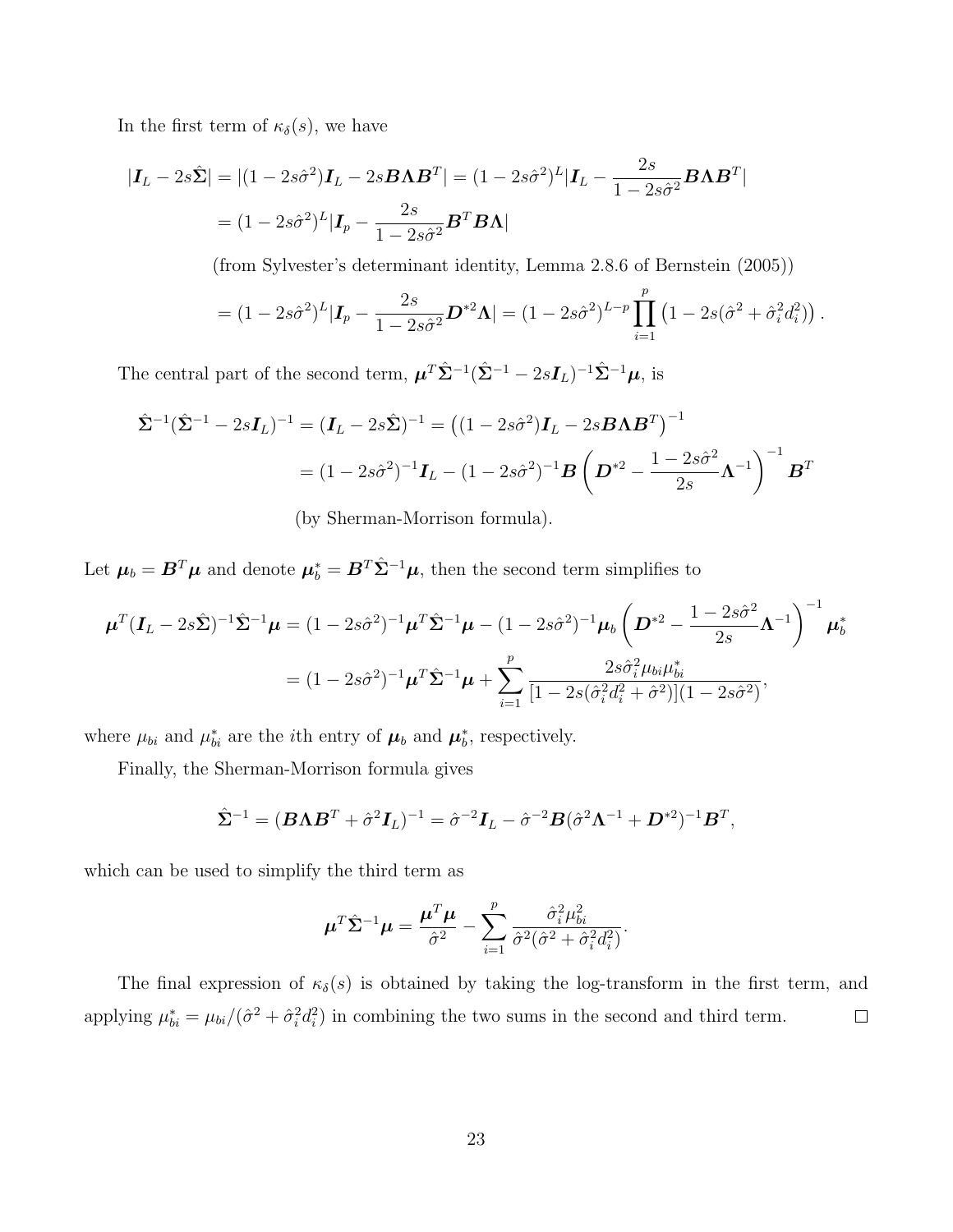In the first term of $\kappa_\delta(s)$, we have

$$
\begin{aligned}
|\boldsymbol{I}_L - 2s\hat{\boldsymbol{\Sigma}}| &= |(1-2s\hat{\sigma}^2)\boldsymbol{I}_L - 2s\boldsymbol{B}\boldsymbol{\Lambda}\boldsymbol{B}^T| = (1-2s\hat{\sigma}^2)^L|\boldsymbol{I}_L - \frac{2s}{1-2s\hat{\sigma}^2}\boldsymbol{B}\boldsymbol{\Lambda}\boldsymbol{B}^T| \\
&= (1-2s\hat{\sigma}^2)^L|\boldsymbol{I}_p - \frac{2s}{1-2s\hat{\sigma}^2}\boldsymbol{B}^T\boldsymbol{B}\boldsymbol{\Lambda}| \\
&\quad \text{(from Sylvester's determinant identity, Lemma 2.8.6 of Bernstein (2005))} \\
&= (1-2s\hat{\sigma}^2)^L|\boldsymbol{I}_p - \frac{2s}{1-2s\hat{\sigma}^2}\boldsymbol{D}^{*2}\boldsymbol{\Lambda}| = (1-2s\hat{\sigma}^2)^{L-p}\prod_{i=1}^{p}\left(1 - 2s(\hat{\sigma}^2 + \hat{\sigma}_i^2 d_i^2)\right).
\end{aligned}
$$

The central part of the second term, $\boldsymbol{\mu}^T\hat{\boldsymbol{\Sigma}}^{-1}(\hat{\boldsymbol{\Sigma}}^{-1} - 2s\boldsymbol{I}_L)^{-1}\hat{\boldsymbol{\Sigma}}^{-1}\boldsymbol{\mu}$, is

$$
\begin{aligned}
\hat{\boldsymbol{\Sigma}}^{-1}(\hat{\boldsymbol{\Sigma}}^{-1} - 2s\boldsymbol{I}_L)^{-1} = (\boldsymbol{I}_L - 2s\hat{\boldsymbol{\Sigma}})^{-1} &= \left((1-2s\hat{\sigma}^2)\boldsymbol{I}_L - 2s\boldsymbol{B}\boldsymbol{\Lambda}\boldsymbol{B}^T\right)^{-1} \\
&= (1-2s\hat{\sigma}^2)^{-1}\boldsymbol{I}_L - (1-2s\hat{\sigma}^2)^{-1}\boldsymbol{B}\left(\boldsymbol{D}^{*2} - \frac{1-2s\hat{\sigma}^2}{2s}\boldsymbol{\Lambda}^{-1}\right)^{-1}\boldsymbol{B}^T \\
&\quad \text{(by Sherman-Morrison formula).}
\end{aligned}
$$

Let $\boldsymbol{\mu}_b = \boldsymbol{B}^T\boldsymbol{\mu}$ and denote $\boldsymbol{\mu}_b^* = \boldsymbol{B}^T\hat{\boldsymbol{\Sigma}}^{-1}\boldsymbol{\mu}$, then the second term simplifies to

$$
\begin{aligned}
\boldsymbol{\mu}^T(\boldsymbol{I}_L - 2s\hat{\boldsymbol{\Sigma}})^{-1}\hat{\boldsymbol{\Sigma}}^{-1}\boldsymbol{\mu} &= (1-2s\hat{\sigma}^2)^{-1}\boldsymbol{\mu}^T\hat{\boldsymbol{\Sigma}}^{-1}\boldsymbol{\mu} - (1-2s\hat{\sigma}^2)^{-1}\boldsymbol{\mu}_b\left(\boldsymbol{D}^{*2} - \frac{1-2s\hat{\sigma}^2}{2s}\boldsymbol{\Lambda}^{-1}\right)^{-1}\boldsymbol{\mu}_b^* \\
&= (1-2s\hat{\sigma}^2)^{-1}\boldsymbol{\mu}^T\hat{\boldsymbol{\Sigma}}^{-1}\boldsymbol{\mu} + \sum_{i=1}^{p}\frac{2s\hat{\sigma}_i^2\mu_{bi}\mu_{bi}^*}{[1-2s(\hat{\sigma}_i^2 d_i^2 + \hat{\sigma}^2)](1-2s\hat{\sigma}^2)},
\end{aligned}
$$

where $\mu_{bi}$ and $\mu_{bi}^*$ are the $i$th entry of $\boldsymbol{\mu}_b$ and $\boldsymbol{\mu}_b^*$, respectively.

Finally, the Sherman-Morrison formula gives

$$
\hat{\boldsymbol{\Sigma}}^{-1} = (\boldsymbol{B}\boldsymbol{\Lambda}\boldsymbol{B}^T + \hat{\sigma}^2\boldsymbol{I}_L)^{-1} = \hat{\sigma}^{-2}\boldsymbol{I}_L - \hat{\sigma}^{-2}\boldsymbol{B}(\hat{\sigma}^2\boldsymbol{\Lambda}^{-1} + \boldsymbol{D}^{*2})^{-1}\boldsymbol{B}^T,
$$

which can be used to simplify the third term as

$$
\boldsymbol{\mu}^T\hat{\boldsymbol{\Sigma}}^{-1}\boldsymbol{\mu} = \frac{\boldsymbol{\mu}^T\boldsymbol{\mu}}{\hat{\sigma}^2} - \sum_{i=1}^{p}\frac{\hat{\sigma}_i^2\mu_{bi}^2}{\hat{\sigma}^2(\hat{\sigma}^2 + \hat{\sigma}_i^2 d_i^2)}.
$$

The final expression of $\kappa_\delta(s)$ is obtained by taking the log-transform in the first term, and applying $\mu_{bi}^* = \mu_{bi}/(\hat{\sigma}^2 + \hat{\sigma}_i^2 d_i^2)$ in combining the two sums in the second and third term. $\square$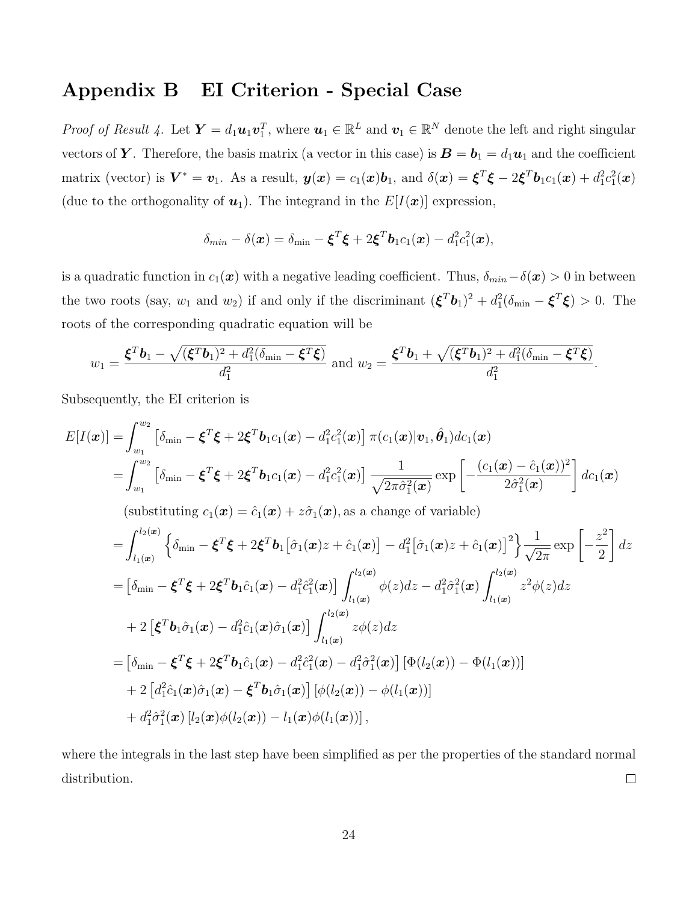# Appendix B EI Criterion - Special Case

*Proof of Result 4.* Let $\boldsymbol{Y} = d_1 \boldsymbol{u}_1 \boldsymbol{v}_1^T$, where $\boldsymbol{u}_1 \in \mathbb{R}^L$ and $\boldsymbol{v}_1 \in \mathbb{R}^N$ denote the left and right singular vectors of $\boldsymbol{Y}$. Therefore, the basis matrix (a vector in this case) is $\boldsymbol{B} = \boldsymbol{b}_1 = d_1 \boldsymbol{u}_1$ and the coefficient matrix (vector) is $\boldsymbol{V}^* = \boldsymbol{v}_1$. As a result, $\boldsymbol{y}(\boldsymbol{x}) = c_1(\boldsymbol{x})\boldsymbol{b}_1$, and $\delta(\boldsymbol{x}) = \boldsymbol{\xi}^T\boldsymbol{\xi} - 2\boldsymbol{\xi}^T\boldsymbol{b}_1 c_1(\boldsymbol{x}) + d_1^2 c_1^2(\boldsymbol{x})$ (due to the orthogonality of $\boldsymbol{u}_1$). The integrand in the $E[I(\boldsymbol{x})]$ expression,

$$\delta_{min} - \delta(\boldsymbol{x}) = \delta_{\min} - \boldsymbol{\xi}^T\boldsymbol{\xi} + 2\boldsymbol{\xi}^T\boldsymbol{b}_1 c_1(\boldsymbol{x}) - d_1^2 c_1^2(\boldsymbol{x}),$$

is a quadratic function in $c_1(\boldsymbol{x})$ with a negative leading coefficient. Thus, $\delta_{min} - \delta(\boldsymbol{x}) > 0$ in between the two roots (say, $w_1$ and $w_2$) if and only if the discriminant $(\boldsymbol{\xi}^T\boldsymbol{b}_1)^2 + d_1^2(\delta_{\min} - \boldsymbol{\xi}^T\boldsymbol{\xi}) > 0$. The roots of the corresponding quadratic equation will be

$$w_1 = \frac{\boldsymbol{\xi}^T\boldsymbol{b}_1 - \sqrt{(\boldsymbol{\xi}^T\boldsymbol{b}_1)^2 + d_1^2(\delta_{\min} - \boldsymbol{\xi}^T\boldsymbol{\xi})}}{d_1^2} \text{ and } w_2 = \frac{\boldsymbol{\xi}^T\boldsymbol{b}_1 + \sqrt{(\boldsymbol{\xi}^T\boldsymbol{b}_1)^2 + d_1^2(\delta_{\min} - \boldsymbol{\xi}^T\boldsymbol{\xi})}}{d_1^2}.$$

Subsequently, the EI criterion is

$$\begin{aligned}
E[I(\boldsymbol{x})] &= \int_{w_1}^{w_2} \left[\delta_{\min} - \boldsymbol{\xi}^T\boldsymbol{\xi} + 2\boldsymbol{\xi}^T\boldsymbol{b}_1 c_1(\boldsymbol{x}) - d_1^2 c_1^2(\boldsymbol{x})\right] \pi(c_1(\boldsymbol{x})|\boldsymbol{v}_1, \hat{\boldsymbol{\theta}}_1) dc_1(\boldsymbol{x}) \\
&= \int_{w_1}^{w_2} \left[\delta_{\min} - \boldsymbol{\xi}^T\boldsymbol{\xi} + 2\boldsymbol{\xi}^T\boldsymbol{b}_1 c_1(\boldsymbol{x}) - d_1^2 c_1^2(\boldsymbol{x})\right] \frac{1}{\sqrt{2\pi\hat{\sigma}_1^2(\boldsymbol{x})}} \exp\left[-\frac{(c_1(\boldsymbol{x}) - \hat{c}_1(\boldsymbol{x}))^2}{2\hat{\sigma}_1^2(\boldsymbol{x})}\right] dc_1(\boldsymbol{x}) \\
&\quad \text{(substituting } c_1(\boldsymbol{x}) = \hat{c}_1(\boldsymbol{x}) + z\hat{\sigma}_1(\boldsymbol{x}), \text{as a change of variable)} \\
&= \int_{l_1(\boldsymbol{x})}^{l_2(\boldsymbol{x})} \left\{\delta_{\min} - \boldsymbol{\xi}^T\boldsymbol{\xi} + 2\boldsymbol{\xi}^T\boldsymbol{b}_1\big[\hat{\sigma}_1(\boldsymbol{x})z + \hat{c}_1(\boldsymbol{x})\big] - d_1^2\big[\hat{\sigma}_1(\boldsymbol{x})z + \hat{c}_1(\boldsymbol{x})\big]^2\right\} \frac{1}{\sqrt{2\pi}} \exp\left[-\frac{z^2}{2}\right] dz \\
&= \big[\delta_{\min} - \boldsymbol{\xi}^T\boldsymbol{\xi} + 2\boldsymbol{\xi}^T\boldsymbol{b}_1\hat{c}_1(\boldsymbol{x}) - d_1^2\hat{c}_1^2(\boldsymbol{x})\big] \int_{l_1(\boldsymbol{x})}^{l_2(\boldsymbol{x})} \phi(z)dz - d_1^2\hat{\sigma}_1^2(\boldsymbol{x}) \int_{l_1(\boldsymbol{x})}^{l_2(\boldsymbol{x})} z^2\phi(z)dz \\
&\quad + 2\left[\boldsymbol{\xi}^T\boldsymbol{b}_1\hat{\sigma}_1(\boldsymbol{x}) - d_1^2\hat{c}_1(\boldsymbol{x})\hat{\sigma}_1(\boldsymbol{x})\right] \int_{l_1(\boldsymbol{x})}^{l_2(\boldsymbol{x})} z\phi(z)dz \\
&= \big[\delta_{\min} - \boldsymbol{\xi}^T\boldsymbol{\xi} + 2\boldsymbol{\xi}^T\boldsymbol{b}_1\hat{c}_1(\boldsymbol{x}) - d_1^2\hat{c}_1^2(\boldsymbol{x}) - d_1^2\hat{\sigma}_1^2(\boldsymbol{x})\big] \left[\Phi(l_2(\boldsymbol{x})) - \Phi(l_1(\boldsymbol{x}))\right] \\
&\quad + 2\left[d_1^2\hat{c}_1(\boldsymbol{x})\hat{\sigma}_1(\boldsymbol{x}) - \boldsymbol{\xi}^T\boldsymbol{b}_1\hat{\sigma}_1(\boldsymbol{x})\right] \left[\phi(l_2(\boldsymbol{x})) - \phi(l_1(\boldsymbol{x}))\right] \\
&\quad + d_1^2\hat{\sigma}_1^2(\boldsymbol{x}) \left[l_2(\boldsymbol{x})\phi(l_2(\boldsymbol{x})) - l_1(\boldsymbol{x})\phi(l_1(\boldsymbol{x}))\right],
\end{aligned}$$

where the integrals in the last step have been simplified as per the properties of the standard normal distribution. $\square$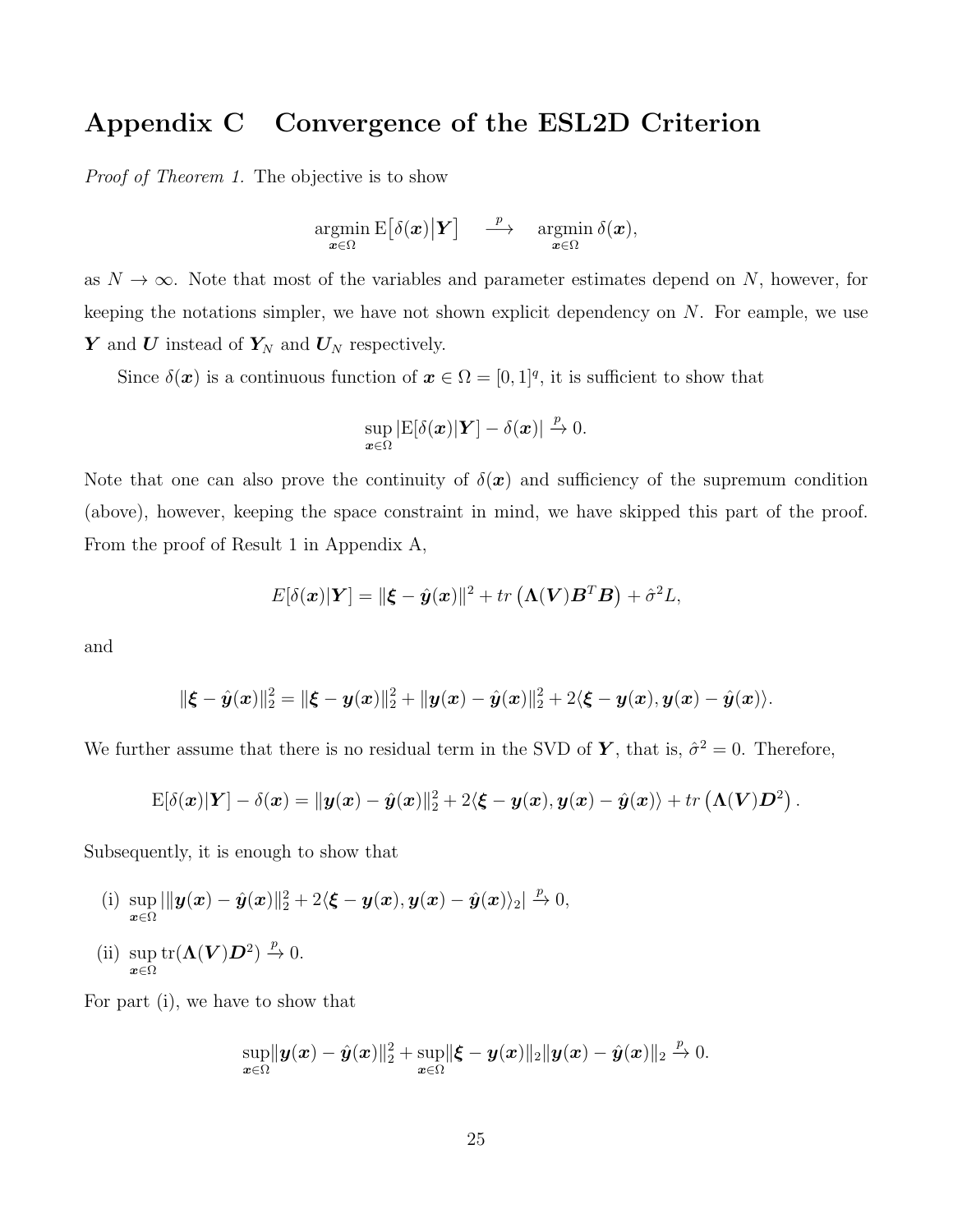# Appendix C Convergence of the ESL2D Criterion

*Proof of Theorem 1.* The objective is to show

$$\underset{\boldsymbol{x}\in\Omega}{\operatorname{argmin}}\, \mathrm{E}\big[\delta(\boldsymbol{x})\big|\boldsymbol{Y}\big] \quad \xrightarrow{\ p\ } \quad \underset{\boldsymbol{x}\in\Omega}{\operatorname{argmin}}\, \delta(\boldsymbol{x}),$$

as $N \to \infty$. Note that most of the variables and parameter estimates depend on $N$, however, for keeping the notations simpler, we have not shown explicit dependency on $N$. For eample, we use $\boldsymbol{Y}$ and $\boldsymbol{U}$ instead of $\boldsymbol{Y}_N$ and $\boldsymbol{U}_N$ respectively.

Since $\delta(\boldsymbol{x})$ is a continuous function of $\boldsymbol{x} \in \Omega = [0,1]^q$, it is sufficient to show that

$$\sup_{\boldsymbol{x}\in\Omega} |\mathrm{E}[\delta(\boldsymbol{x})|\boldsymbol{Y}] - \delta(\boldsymbol{x})| \xrightarrow{p} 0.$$

Note that one can also prove the continuity of $\delta(\boldsymbol{x})$ and sufficiency of the supremum condition (above), however, keeping the space constraint in mind, we have skipped this part of the proof. From the proof of Result 1 in Appendix A,

$$E[\delta(\boldsymbol{x})|\boldsymbol{Y}] = \|\boldsymbol{\xi} - \hat{\boldsymbol{y}}(\boldsymbol{x})\|^2 + tr\left(\boldsymbol{\Lambda}(\boldsymbol{V})\boldsymbol{B}^T\boldsymbol{B}\right) + \hat{\sigma}^2 L,$$

and

$$\|\boldsymbol{\xi} - \hat{\boldsymbol{y}}(\boldsymbol{x})\|_2^2 = \|\boldsymbol{\xi} - \boldsymbol{y}(\boldsymbol{x})\|_2^2 + \|\boldsymbol{y}(\boldsymbol{x}) - \hat{\boldsymbol{y}}(\boldsymbol{x})\|_2^2 + 2\langle \boldsymbol{\xi} - \boldsymbol{y}(\boldsymbol{x}), \boldsymbol{y}(\boldsymbol{x}) - \hat{\boldsymbol{y}}(\boldsymbol{x})\rangle.$$

We further assume that there is no residual term in the SVD of $\boldsymbol{Y}$, that is, $\hat{\sigma}^2 = 0$. Therefore,

$$\mathrm{E}[\delta(\boldsymbol{x})|\boldsymbol{Y}] - \delta(\boldsymbol{x}) = \|\boldsymbol{y}(\boldsymbol{x}) - \hat{\boldsymbol{y}}(\boldsymbol{x})\|_2^2 + 2\langle \boldsymbol{\xi} - \boldsymbol{y}(\boldsymbol{x}), \boldsymbol{y}(\boldsymbol{x}) - \hat{\boldsymbol{y}}(\boldsymbol{x})\rangle + tr\left(\boldsymbol{\Lambda}(\boldsymbol{V})\boldsymbol{D}^2\right).$$

Subsequently, it is enough to show that

(i) $\sup_{\boldsymbol{x}\in\Omega} |\|\boldsymbol{y}(\boldsymbol{x}) - \hat{\boldsymbol{y}}(\boldsymbol{x})\|_2^2 + 2\langle \boldsymbol{\xi} - \boldsymbol{y}(\boldsymbol{x}), \boldsymbol{y}(\boldsymbol{x}) - \hat{\boldsymbol{y}}(\boldsymbol{x})\rangle_2| \xrightarrow{p} 0,$

(ii) $\sup_{\boldsymbol{x}\in\Omega} \mathrm{tr}(\boldsymbol{\Lambda}(\boldsymbol{V})\boldsymbol{D}^2) \xrightarrow{p} 0.$

For part (i), we have to show that

$$\sup_{\boldsymbol{x}\in\Omega} \|\boldsymbol{y}(\boldsymbol{x}) - \hat{\boldsymbol{y}}(\boldsymbol{x})\|_2^2 + \sup_{\boldsymbol{x}\in\Omega} \|\boldsymbol{\xi} - \boldsymbol{y}(\boldsymbol{x})\|_2 \|\boldsymbol{y}(\boldsymbol{x}) - \hat{\boldsymbol{y}}(\boldsymbol{x})\|_2 \xrightarrow{p} 0.$$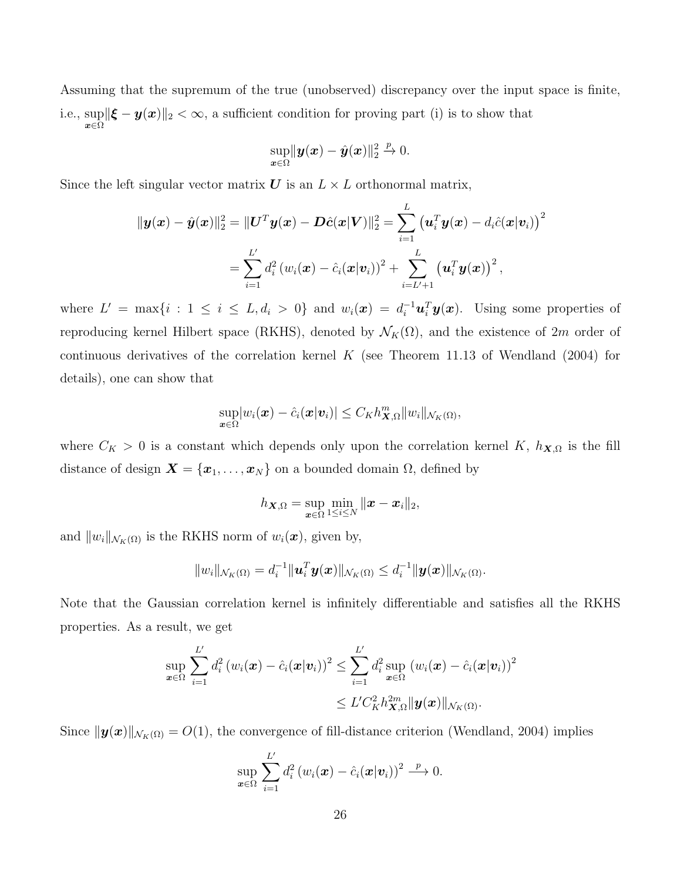Assuming that the supremum of the true (unobserved) discrepancy over the input space is finite, i.e., $\sup_{\boldsymbol{x}\in\Omega}\|\boldsymbol{\xi} - \boldsymbol{y}(\boldsymbol{x})\|_2 < \infty$, a sufficient condition for proving part (i) is to show that

$$\sup_{\boldsymbol{x}\in\Omega}\|\boldsymbol{y}(\boldsymbol{x}) - \hat{\boldsymbol{y}}(\boldsymbol{x})\|_2^2 \xrightarrow{p} 0.$$

Since the left singular vector matrix $\boldsymbol{U}$ is an $L \times L$ orthonormal matrix,

$$\begin{aligned}
\|\boldsymbol{y}(\boldsymbol{x}) - \hat{\boldsymbol{y}}(\boldsymbol{x})\|_2^2 = \|\boldsymbol{U}^T\boldsymbol{y}(\boldsymbol{x}) - \boldsymbol{D}\hat{\boldsymbol{c}}(\boldsymbol{x}|\boldsymbol{V})\|_2^2 &= \sum_{i=1}^{L}\left(\boldsymbol{u}_i^T\boldsymbol{y}(\boldsymbol{x}) - d_i\hat{c}(\boldsymbol{x}|\boldsymbol{v}_i)\right)^2 \\
&= \sum_{i=1}^{L'} d_i^2\left(w_i(\boldsymbol{x}) - \hat{c}_i(\boldsymbol{x}|\boldsymbol{v}_i)\right)^2 + \sum_{i=L'+1}^{L}\left(\boldsymbol{u}_i^T\boldsymbol{y}(\boldsymbol{x})\right)^2,
\end{aligned}$$

where $L' = \max\{i : 1 \le i \le L, d_i > 0\}$ and $w_i(\boldsymbol{x}) = d_i^{-1}\boldsymbol{u}_i^T\boldsymbol{y}(\boldsymbol{x})$. Using some properties of reproducing kernel Hilbert space (RKHS), denoted by $\mathcal{N}_K(\Omega)$, and the existence of $2m$ order of continuous derivatives of the correlation kernel $K$ (see Theorem 11.13 of Wendland (2004) for details), one can show that

$$\sup_{\boldsymbol{x}\in\Omega}|w_i(\boldsymbol{x}) - \hat{c}_i(\boldsymbol{x}|\boldsymbol{v}_i)| \le C_K h_{\boldsymbol{X},\Omega}^m\|w_i\|_{\mathcal{N}_K(\Omega)},$$

where $C_K > 0$ is a constant which depends only upon the correlation kernel $K$, $h_{\boldsymbol{X},\Omega}$ is the fill distance of design $\boldsymbol{X} = \{\boldsymbol{x}_1, \ldots, \boldsymbol{x}_N\}$ on a bounded domain $\Omega$, defined by

$$h_{\boldsymbol{X},\Omega} = \sup_{\boldsymbol{x}\in\Omega}\min_{1\le i\le N}\|\boldsymbol{x} - \boldsymbol{x}_i\|_2,$$

and $\|w_i\|_{\mathcal{N}_K(\Omega)}$ is the RKHS norm of $w_i(\boldsymbol{x})$, given by,

$$\|w_i\|_{\mathcal{N}_K(\Omega)} = d_i^{-1}\|\boldsymbol{u}_i^T\boldsymbol{y}(\boldsymbol{x})\|_{\mathcal{N}_K(\Omega)} \le d_i^{-1}\|\boldsymbol{y}(\boldsymbol{x})\|_{\mathcal{N}_K(\Omega)}.$$

Note that the Gaussian correlation kernel is infinitely differentiable and satisfies all the RKHS properties. As a result, we get

$$\begin{aligned}
\sup_{\boldsymbol{x}\in\Omega}\sum_{i=1}^{L'} d_i^2\left(w_i(\boldsymbol{x}) - \hat{c}_i(\boldsymbol{x}|\boldsymbol{v}_i)\right)^2 &\le \sum_{i=1}^{L'} d_i^2 \sup_{\boldsymbol{x}\in\Omega}\left(w_i(\boldsymbol{x}) - \hat{c}_i(\boldsymbol{x}|\boldsymbol{v}_i)\right)^2 \\
&\le L' C_K^2 h_{\boldsymbol{X},\Omega}^{2m}\|\boldsymbol{y}(\boldsymbol{x})\|_{\mathcal{N}_K(\Omega)}.
\end{aligned}$$

Since $\|\boldsymbol{y}(\boldsymbol{x})\|_{\mathcal{N}_K(\Omega)} = O(1)$, the convergence of fill-distance criterion (Wendland, 2004) implies

$$\sup_{\boldsymbol{x}\in\Omega}\sum_{i=1}^{L'} d_i^2\left(w_i(\boldsymbol{x}) - \hat{c}_i(\boldsymbol{x}|\boldsymbol{v}_i)\right)^2 \xrightarrow{p} 0.$$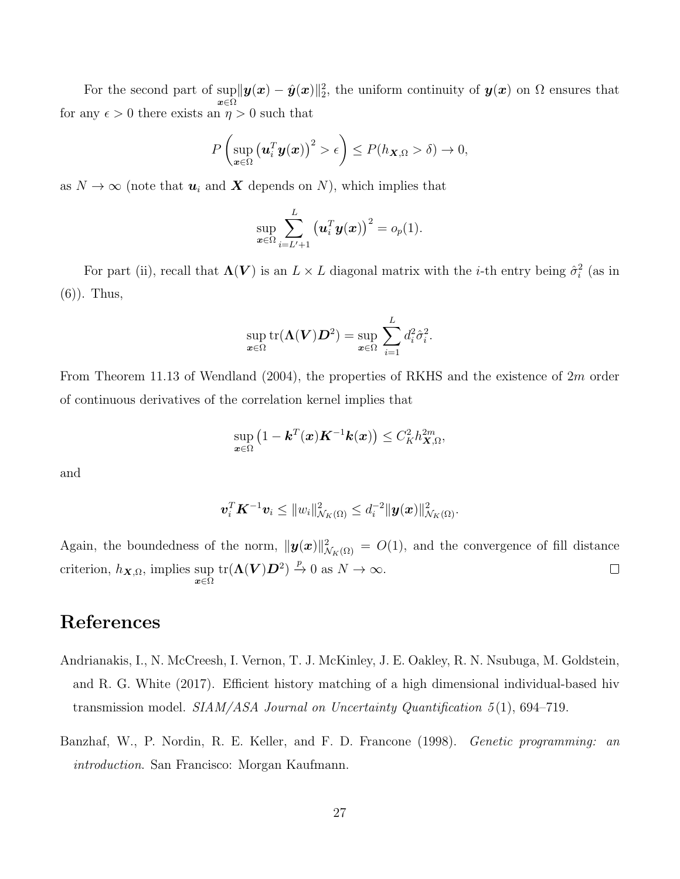For the second part of $\sup_{\boldsymbol{x}\in\Omega}\|\boldsymbol{y}(\boldsymbol{x}) - \hat{\boldsymbol{y}}(\boldsymbol{x})\|_2^2$, the uniform continuity of $\boldsymbol{y}(\boldsymbol{x})$ on $\Omega$ ensures that for any $\epsilon > 0$ there exists an $\eta > 0$ such that

$$P\left(\sup_{\boldsymbol{x}\in\Omega}\left(\boldsymbol{u}_i^T\boldsymbol{y}(\boldsymbol{x})\right)^2 > \epsilon\right) \le P(h_{\boldsymbol{X},\Omega} > \delta) \to 0,$$

as $N \to \infty$ (note that $\boldsymbol{u}_i$ and $\boldsymbol{X}$ depends on $N$), which implies that

$$\sup_{\boldsymbol{x}\in\Omega}\sum_{i=L'+1}^{L}\left(\boldsymbol{u}_i^T\boldsymbol{y}(\boldsymbol{x})\right)^2 = o_p(1).$$

For part (ii), recall that $\boldsymbol{\Lambda}(\boldsymbol{V})$ is an $L \times L$ diagonal matrix with the $i$-th entry being $\hat{\sigma}_i^2$ (as in (6)). Thus,

$$\sup_{\boldsymbol{x}\in\Omega}\operatorname{tr}(\boldsymbol{\Lambda}(\boldsymbol{V})\boldsymbol{D}^2) = \sup_{\boldsymbol{x}\in\Omega}\sum_{i=1}^{L} d_i^2\hat{\sigma}_i^2.$$

From Theorem 11.13 of Wendland (2004), the properties of RKHS and the existence of $2m$ order of continuous derivatives of the correlation kernel implies that

$$\sup_{\boldsymbol{x}\in\Omega}\left(1 - \boldsymbol{k}^T(\boldsymbol{x})\boldsymbol{K}^{-1}\boldsymbol{k}(\boldsymbol{x})\right) \le C_K^2 h_{\boldsymbol{X},\Omega}^{2m},$$

and

$$\boldsymbol{v}_i^T\boldsymbol{K}^{-1}\boldsymbol{v}_i \le \|w_i\|_{\mathcal{N}_K(\Omega)}^2 \le d_i^{-2}\|\boldsymbol{y}(\boldsymbol{x})\|_{\mathcal{N}_K(\Omega)}^2.$$

Again, the boundedness of the norm, $\|\boldsymbol{y}(\boldsymbol{x})\|_{\mathcal{N}_K(\Omega)}^2 = O(1)$, and the convergence of fill distance criterion, $h_{\boldsymbol{X},\Omega}$, implies $\sup_{\boldsymbol{x}\in\Omega}\operatorname{tr}(\boldsymbol{\Lambda}(\boldsymbol{V})\boldsymbol{D}^2) \xrightarrow{p} 0$ as $N \to \infty$. □

# References

Andrianakis, I., N. McCreesh, I. Vernon, T. J. McKinley, J. E. Oakley, R. N. Nsubuga, M. Goldstein, and R. G. White (2017). Efficient history matching of a high dimensional individual-based hiv transmission model. *SIAM/ASA Journal on Uncertainty Quantification 5*(1), 694–719.

Banzhaf, W., P. Nordin, R. E. Keller, and F. D. Francone (1998). *Genetic programming: an introduction*. San Francisco: Morgan Kaufmann.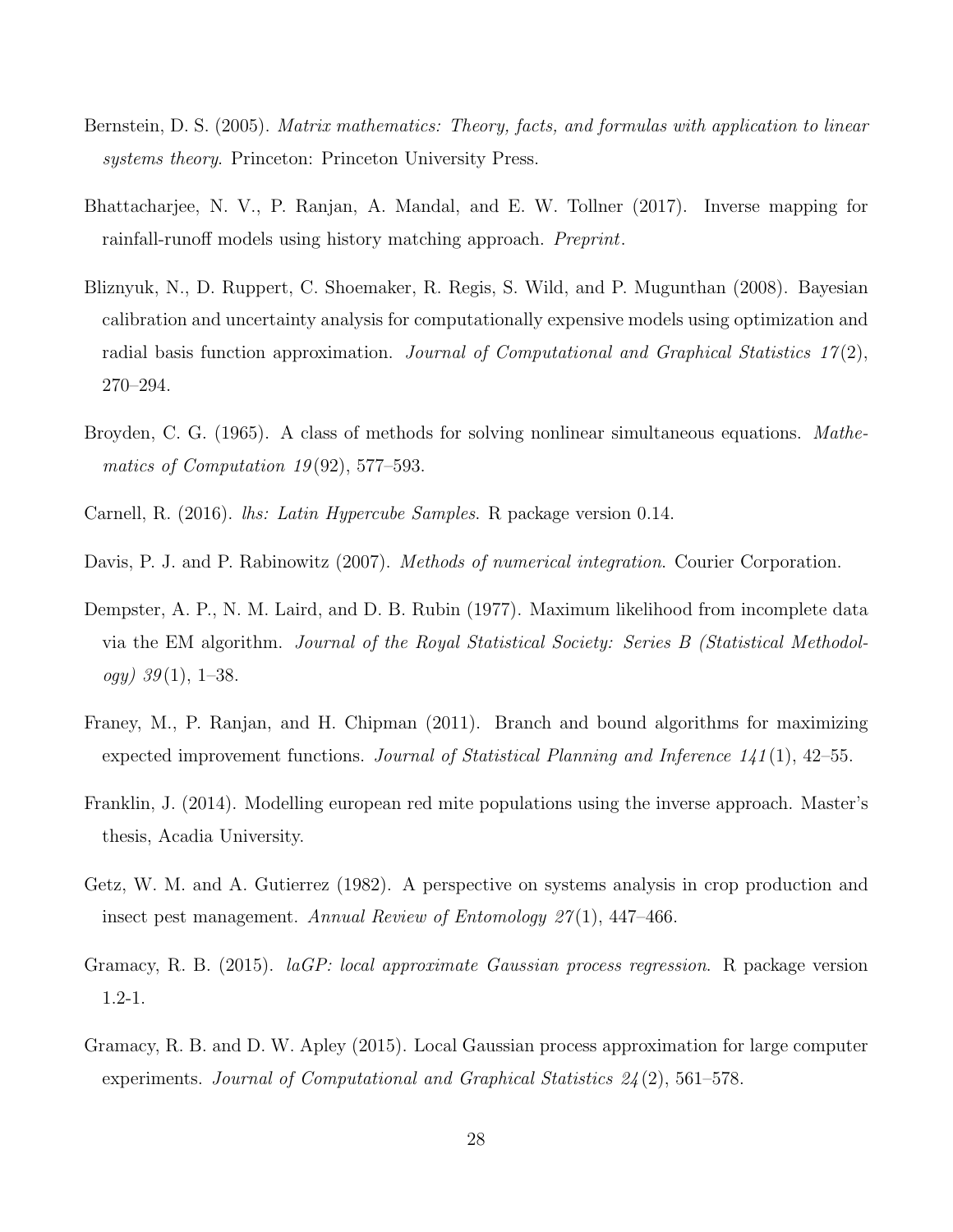Bernstein, D. S. (2005). *Matrix mathematics: Theory, facts, and formulas with application to linear systems theory*. Princeton: Princeton University Press.

Bhattacharjee, N. V., P. Ranjan, A. Mandal, and E. W. Tollner (2017). Inverse mapping for rainfall-runoff models using history matching approach. *Preprint*.

Bliznyuk, N., D. Ruppert, C. Shoemaker, R. Regis, S. Wild, and P. Mugunthan (2008). Bayesian calibration and uncertainty analysis for computationally expensive models using optimization and radial basis function approximation. *Journal of Computational and Graphical Statistics 17*(2), 270–294.

Broyden, C. G. (1965). A class of methods for solving nonlinear simultaneous equations. *Mathematics of Computation 19*(92), 577–593.

Carnell, R. (2016). *lhs: Latin Hypercube Samples*. R package version 0.14.

Davis, P. J. and P. Rabinowitz (2007). *Methods of numerical integration*. Courier Corporation.

Dempster, A. P., N. M. Laird, and D. B. Rubin (1977). Maximum likelihood from incomplete data via the EM algorithm. *Journal of the Royal Statistical Society: Series B (Statistical Methodology) 39*(1), 1–38.

Franey, M., P. Ranjan, and H. Chipman (2011). Branch and bound algorithms for maximizing expected improvement functions. *Journal of Statistical Planning and Inference 141*(1), 42–55.

Franklin, J. (2014). Modelling european red mite populations using the inverse approach. Master's thesis, Acadia University.

Getz, W. M. and A. Gutierrez (1982). A perspective on systems analysis in crop production and insect pest management. *Annual Review of Entomology 27*(1), 447–466.

Gramacy, R. B. (2015). *laGP: local approximate Gaussian process regression*. R package version 1.2-1.

Gramacy, R. B. and D. W. Apley (2015). Local Gaussian process approximation for large computer experiments. *Journal of Computational and Graphical Statistics 24*(2), 561–578.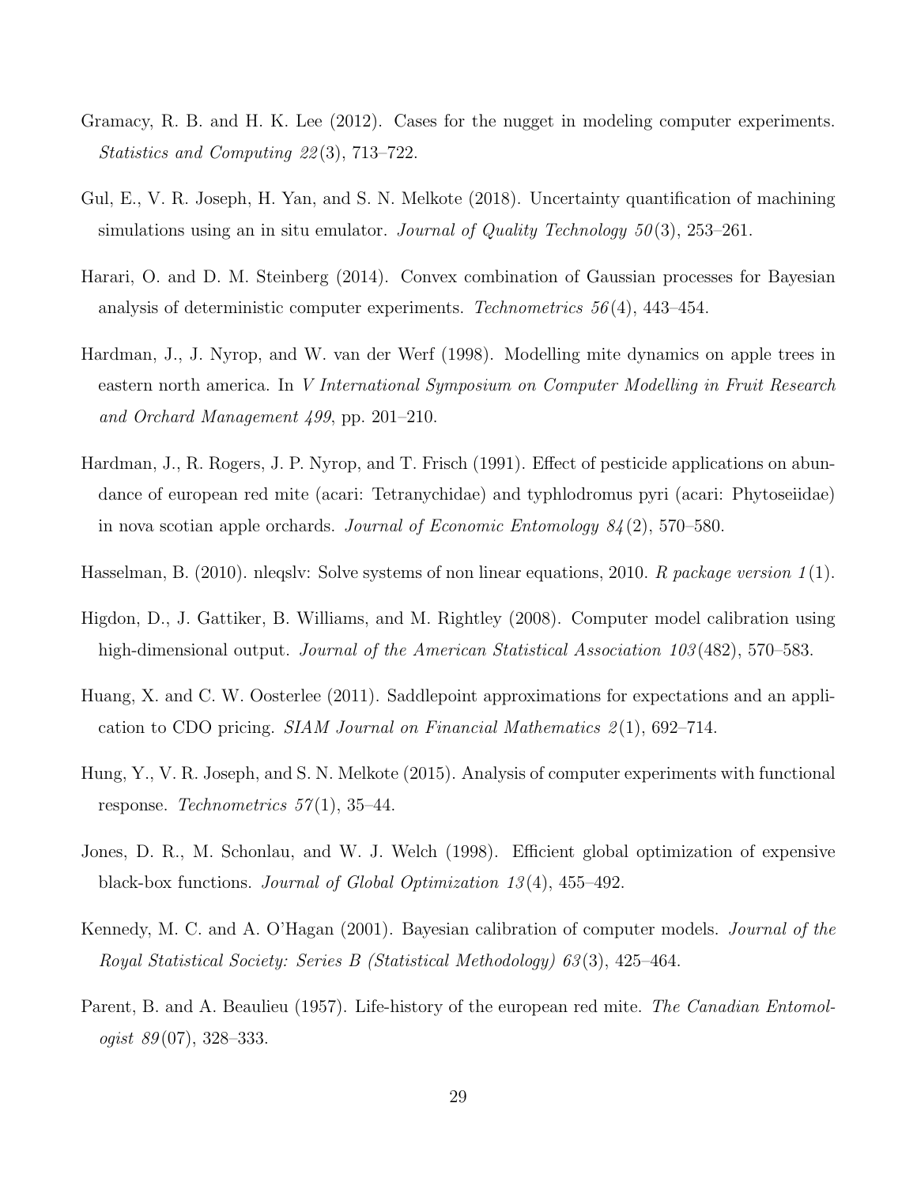Gramacy, R. B. and H. K. Lee (2012). Cases for the nugget in modeling computer experiments. *Statistics and Computing 22*(3), 713–722.

Gul, E., V. R. Joseph, H. Yan, and S. N. Melkote (2018). Uncertainty quantification of machining simulations using an in situ emulator. *Journal of Quality Technology 50*(3), 253–261.

Harari, O. and D. M. Steinberg (2014). Convex combination of Gaussian processes for Bayesian analysis of deterministic computer experiments. *Technometrics 56*(4), 443–454.

Hardman, J., J. Nyrop, and W. van der Werf (1998). Modelling mite dynamics on apple trees in eastern north america. In *V International Symposium on Computer Modelling in Fruit Research and Orchard Management 499*, pp. 201–210.

Hardman, J., R. Rogers, J. P. Nyrop, and T. Frisch (1991). Effect of pesticide applications on abundance of european red mite (acari: Tetranychidae) and typhlodromus pyri (acari: Phytoseiidae) in nova scotian apple orchards. *Journal of Economic Entomology 84*(2), 570–580.

Hasselman, B. (2010). nleqslv: Solve systems of non linear equations, 2010. *R package version 1*(1).

Higdon, D., J. Gattiker, B. Williams, and M. Rightley (2008). Computer model calibration using high-dimensional output. *Journal of the American Statistical Association 103*(482), 570–583.

Huang, X. and C. W. Oosterlee (2011). Saddlepoint approximations for expectations and an application to CDO pricing. *SIAM Journal on Financial Mathematics 2*(1), 692–714.

Hung, Y., V. R. Joseph, and S. N. Melkote (2015). Analysis of computer experiments with functional response. *Technometrics 57*(1), 35–44.

Jones, D. R., M. Schonlau, and W. J. Welch (1998). Efficient global optimization of expensive black-box functions. *Journal of Global Optimization 13*(4), 455–492.

Kennedy, M. C. and A. O'Hagan (2001). Bayesian calibration of computer models. *Journal of the Royal Statistical Society: Series B (Statistical Methodology) 63*(3), 425–464.

Parent, B. and A. Beaulieu (1957). Life-history of the european red mite. *The Canadian Entomologist 89*(07), 328–333.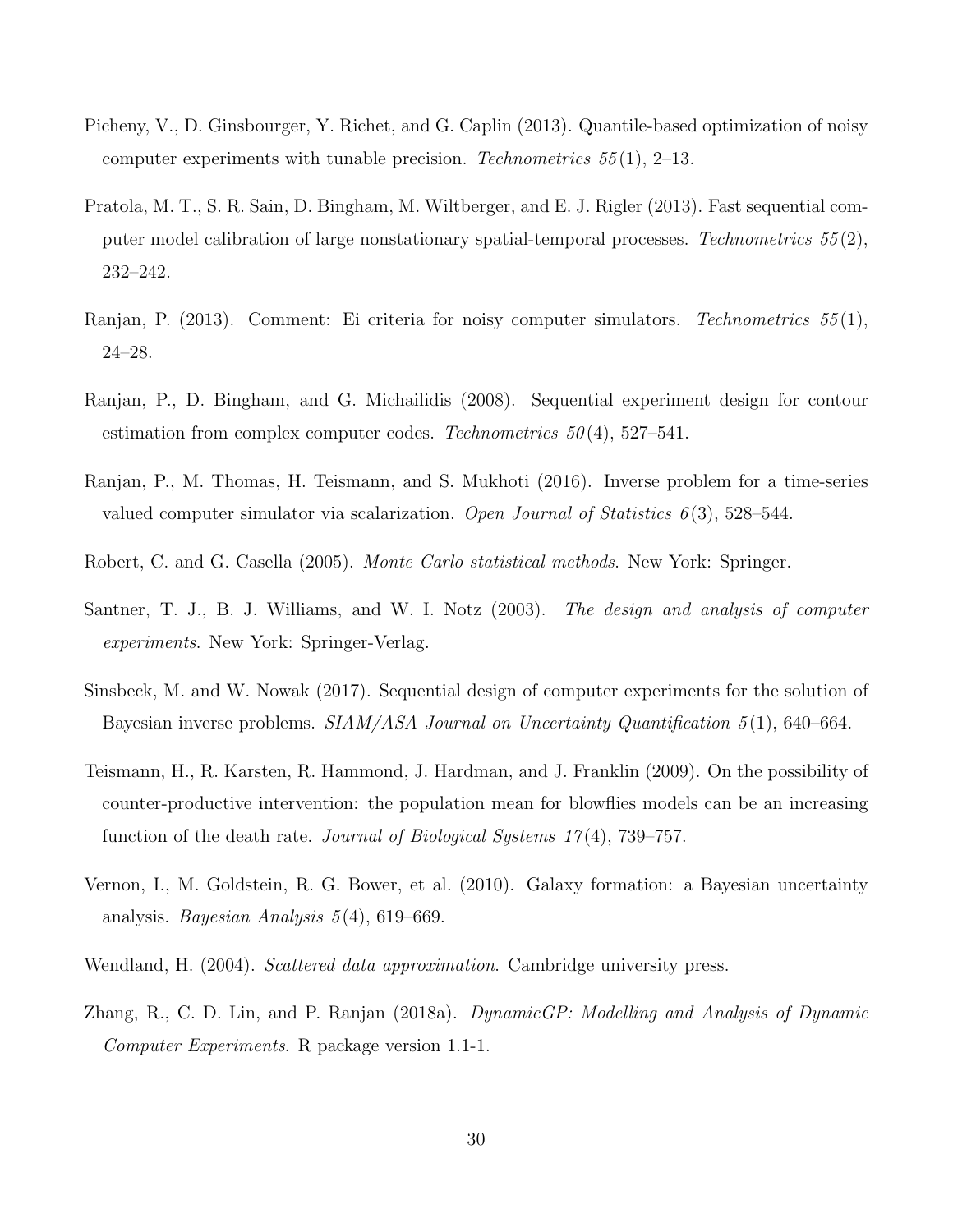Picheny, V., D. Ginsbourger, Y. Richet, and G. Caplin (2013). Quantile-based optimization of noisy computer experiments with tunable precision. *Technometrics 55*(1), 2–13.

Pratola, M. T., S. R. Sain, D. Bingham, M. Wiltberger, and E. J. Rigler (2013). Fast sequential computer model calibration of large nonstationary spatial-temporal processes. *Technometrics 55*(2), 232–242.

Ranjan, P. (2013). Comment: Ei criteria for noisy computer simulators. *Technometrics 55*(1), 24–28.

Ranjan, P., D. Bingham, and G. Michailidis (2008). Sequential experiment design for contour estimation from complex computer codes. *Technometrics 50*(4), 527–541.

Ranjan, P., M. Thomas, H. Teismann, and S. Mukhoti (2016). Inverse problem for a time-series valued computer simulator via scalarization. *Open Journal of Statistics 6*(3), 528–544.

Robert, C. and G. Casella (2005). *Monte Carlo statistical methods*. New York: Springer.

Santner, T. J., B. J. Williams, and W. I. Notz (2003). *The design and analysis of computer experiments*. New York: Springer-Verlag.

Sinsbeck, M. and W. Nowak (2017). Sequential design of computer experiments for the solution of Bayesian inverse problems. *SIAM/ASA Journal on Uncertainty Quantification 5*(1), 640–664.

Teismann, H., R. Karsten, R. Hammond, J. Hardman, and J. Franklin (2009). On the possibility of counter-productive intervention: the population mean for blowflies models can be an increasing function of the death rate. *Journal of Biological Systems 17*(4), 739–757.

Vernon, I., M. Goldstein, R. G. Bower, et al. (2010). Galaxy formation: a Bayesian uncertainty analysis. *Bayesian Analysis 5*(4), 619–669.

Wendland, H. (2004). *Scattered data approximation*. Cambridge university press.

Zhang, R., C. D. Lin, and P. Ranjan (2018a). *DynamicGP: Modelling and Analysis of Dynamic Computer Experiments*. R package version 1.1-1.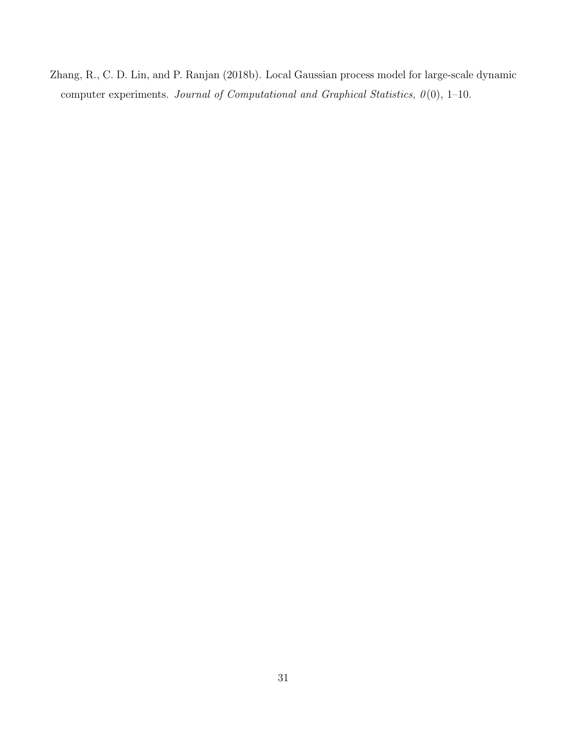Zhang, R., C. D. Lin, and P. Ranjan (2018b). Local Gaussian process model for large-scale dynamic computer experiments. *Journal of Computational and Graphical Statistics, 0*(0), 1–10.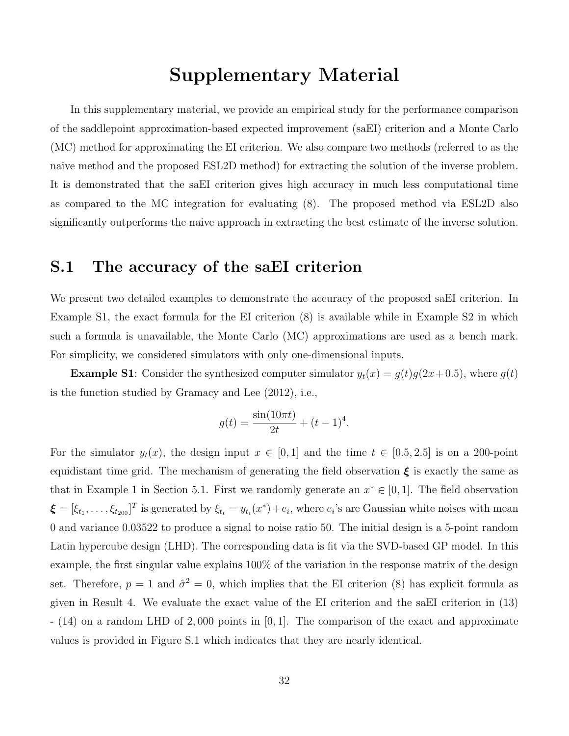# Supplementary Material

In this supplementary material, we provide an empirical study for the performance comparison of the saddlepoint approximation-based expected improvement (saEI) criterion and a Monte Carlo (MC) method for approximating the EI criterion. We also compare two methods (referred to as the naive method and the proposed ESL2D method) for extracting the solution of the inverse problem. It is demonstrated that the saEI criterion gives high accuracy in much less computational time as compared to the MC integration for evaluating (8). The proposed method via ESL2D also significantly outperforms the naive approach in extracting the best estimate of the inverse solution.

## S.1 The accuracy of the saEI criterion

We present two detailed examples to demonstrate the accuracy of the proposed saEI criterion. In Example S1, the exact formula for the EI criterion (8) is available while in Example S2 in which such a formula is unavailable, the Monte Carlo (MC) approximations are used as a bench mark. For simplicity, we considered simulators with only one-dimensional inputs.

**Example S1**: Consider the synthesized computer simulator $y_t(x) = g(t)g(2x+0.5)$, where $g(t)$ is the function studied by Gramacy and Lee (2012), i.e.,

$$g(t) = \frac{\sin(10\pi t)}{2t} + (t-1)^4.$$

For the simulator $y_t(x)$, the design input $x \in [0, 1]$ and the time $t \in [0.5, 2.5]$ is on a 200-point equidistant time grid. The mechanism of generating the field observation $\boldsymbol{\xi}$ is exactly the same as that in Example 1 in Section 5.1. First we randomly generate an $x^* \in [0, 1]$. The field observation $\boldsymbol{\xi} = [\xi_{t_1}, \ldots, \xi_{t_{200}}]^T$ is generated by $\xi_{t_i} = y_{t_i}(x^*) + e_i$, where $e_i$'s are Gaussian white noises with mean 0 and variance 0.03522 to produce a signal to noise ratio 50. The initial design is a 5-point random Latin hypercube design (LHD). The corresponding data is fit via the SVD-based GP model. In this example, the first singular value explains 100% of the variation in the response matrix of the design set. Therefore, $p = 1$ and $\hat{\sigma}^2 = 0$, which implies that the EI criterion (8) has explicit formula as given in Result 4. We evaluate the exact value of the EI criterion and the saEI criterion in (13) - (14) on a random LHD of 2,000 points in $[0, 1]$. The comparison of the exact and approximate values is provided in Figure S.1 which indicates that they are nearly identical.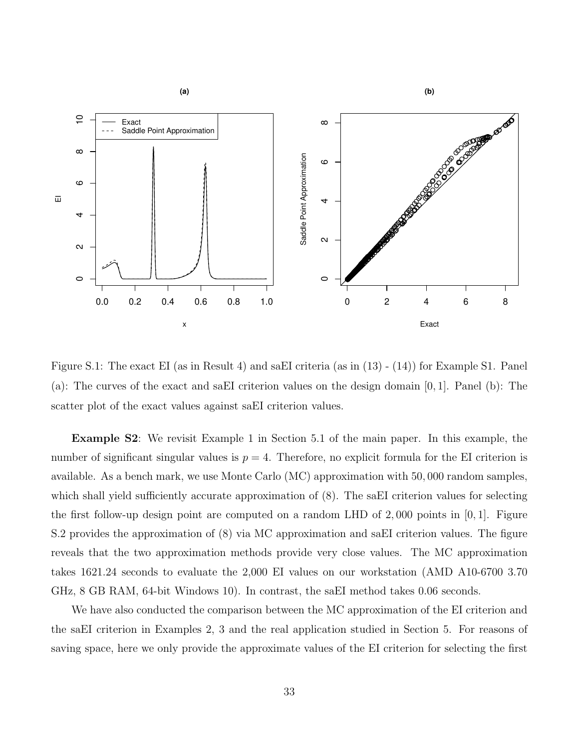Figure S.1: The exact EI (as in Result 4) and saEI criteria (as in (13) - (14)) for Example S1. Panel (a): The curves of the exact and saEI criterion values on the design domain $[0, 1]$. Panel (b): The scatter plot of the exact values against saEI criterion values.

**Example S2**: We revisit Example 1 in Section 5.1 of the main paper. In this example, the number of significant singular values is $p = 4$. Therefore, no explicit formula for the EI criterion is available. As a bench mark, we use Monte Carlo (MC) approximation with $50,000$ random samples, which shall yield sufficiently accurate approximation of (8). The saEI criterion values for selecting the first follow-up design point are computed on a random LHD of $2,000$ points in $[0, 1]$. Figure S.2 provides the approximation of (8) via MC approximation and saEI criterion values. The figure reveals that the two approximation methods provide very close values. The MC approximation takes 1621.24 seconds to evaluate the 2,000 EI values on our workstation (AMD A10-6700 3.70 GHz, 8 GB RAM, 64-bit Windows 10). In contrast, the saEI method takes 0.06 seconds.

We have also conducted the comparison between the MC approximation of the EI criterion and the saEI criterion in Examples 2, 3 and the real application studied in Section 5. For reasons of saving space, here we only provide the approximate values of the EI criterion for selecting the first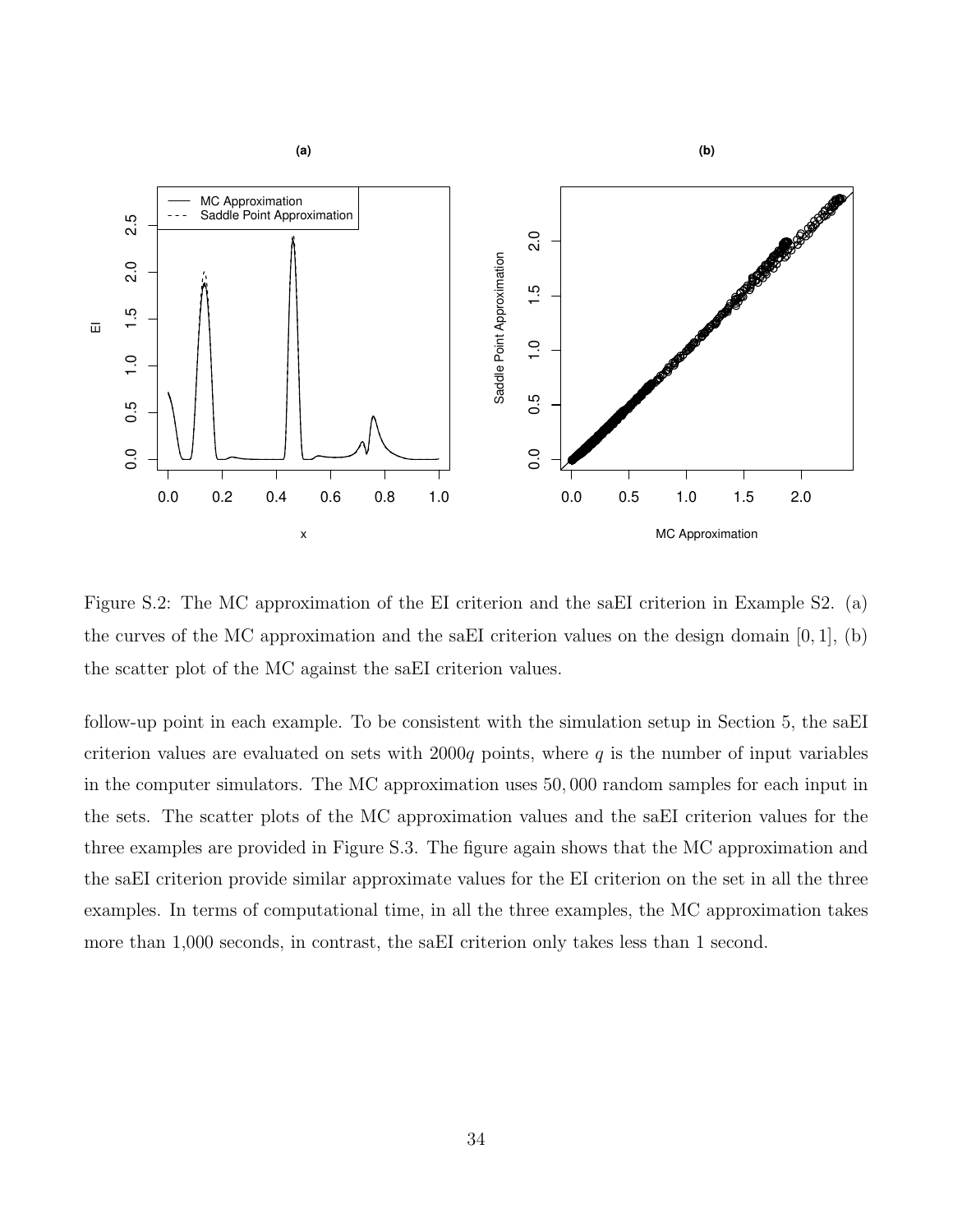Figure S.2: The MC approximation of the EI criterion and the saEI criterion in Example S2. (a) the curves of the MC approximation and the saEI criterion values on the design domain $[0, 1]$, (b) the scatter plot of the MC against the saEI criterion values.

follow-up point in each example. To be consistent with the simulation setup in Section 5, the saEI criterion values are evaluated on sets with $2000q$ points, where $q$ is the number of input variables in the computer simulators. The MC approximation uses $50,000$ random samples for each input in the sets. The scatter plots of the MC approximation values and the saEI criterion values for the three examples are provided in Figure S.3. The figure again shows that the MC approximation and the saEI criterion provide similar approximate values for the EI criterion on the set in all the three examples. In terms of computational time, in all the three examples, the MC approximation takes more than 1,000 seconds, in contrast, the saEI criterion only takes less than 1 second.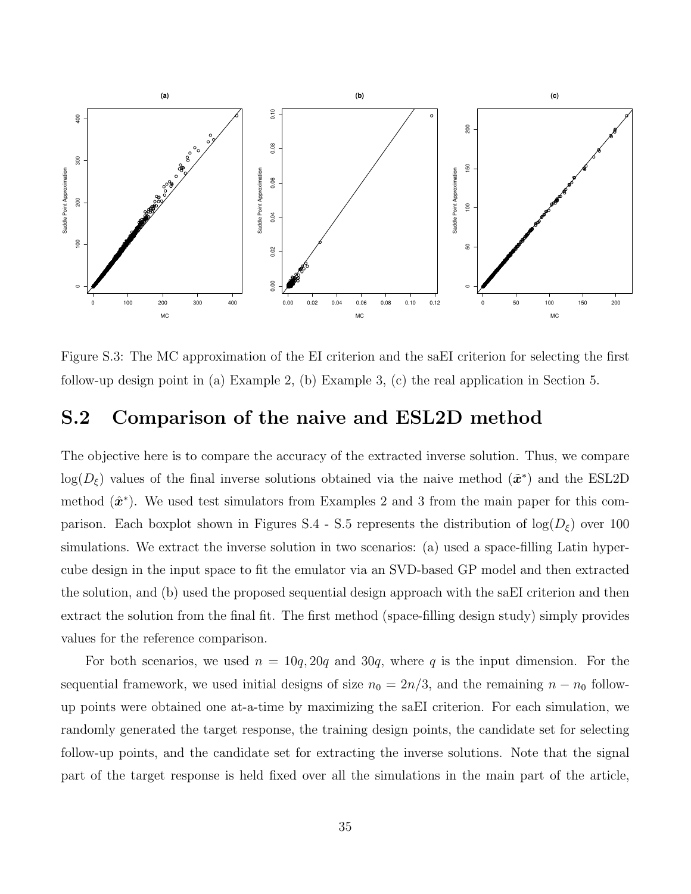Figure S.3: The MC approximation of the EI criterion and the saEI criterion for selecting the first follow-up design point in (a) Example 2, (b) Example 3, (c) the real application in Section 5.

## S.2 Comparison of the naive and ESL2D method

The objective here is to compare the accuracy of the extracted inverse solution. Thus, we compare $\log(D_\xi)$ values of the final inverse solutions obtained via the naive method ($\tilde{\boldsymbol{x}}^*$) and the ESL2D method ($\hat{\boldsymbol{x}}^*$). We used test simulators from Examples 2 and 3 from the main paper for this comparison. Each boxplot shown in Figures S.4 - S.5 represents the distribution of $\log(D_\xi)$ over 100 simulations. We extract the inverse solution in two scenarios: (a) used a space-filling Latin hypercube design in the input space to fit the emulator via an SVD-based GP model and then extracted the solution, and (b) used the proposed sequential design approach with the saEI criterion and then extract the solution from the final fit. The first method (space-filling design study) simply provides values for the reference comparison.

For both scenarios, we used $n = 10q, 20q$ and $30q$, where $q$ is the input dimension. For the sequential framework, we used initial designs of size $n_0 = 2n/3$, and the remaining $n - n_0$ follow-up points were obtained one at-a-time by maximizing the saEI criterion. For each simulation, we randomly generated the target response, the training design points, the candidate set for selecting follow-up points, and the candidate set for extracting the inverse solutions. Note that the signal part of the target response is held fixed over all the simulations in the main part of the article,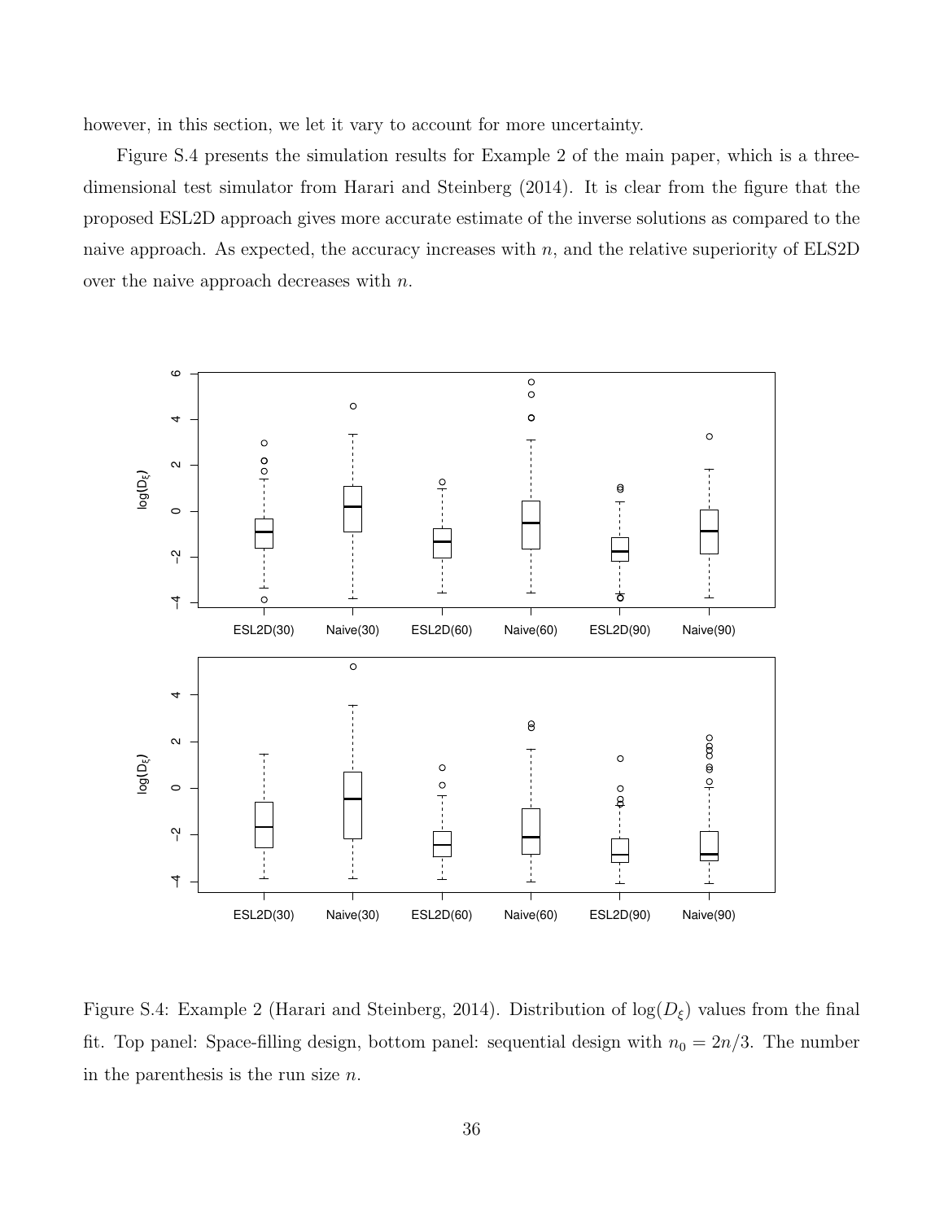however, in this section, we let it vary to account for more uncertainty.

Figure S.4 presents the simulation results for Example 2 of the main paper, which is a three-dimensional test simulator from Harari and Steinberg (2014). It is clear from the figure that the proposed ESL2D approach gives more accurate estimate of the inverse solutions as compared to the naive approach. As expected, the accuracy increases with $n$, and the relative superiority of ELS2D over the naive approach decreases with $n$.

Figure S.4: Example 2 (Harari and Steinberg, 2014). Distribution of $\log(D_\xi)$ values from the final fit. Top panel: Space-filling design, bottom panel: sequential design with $n_0 = 2n/3$. The number in the parenthesis is the run size $n$.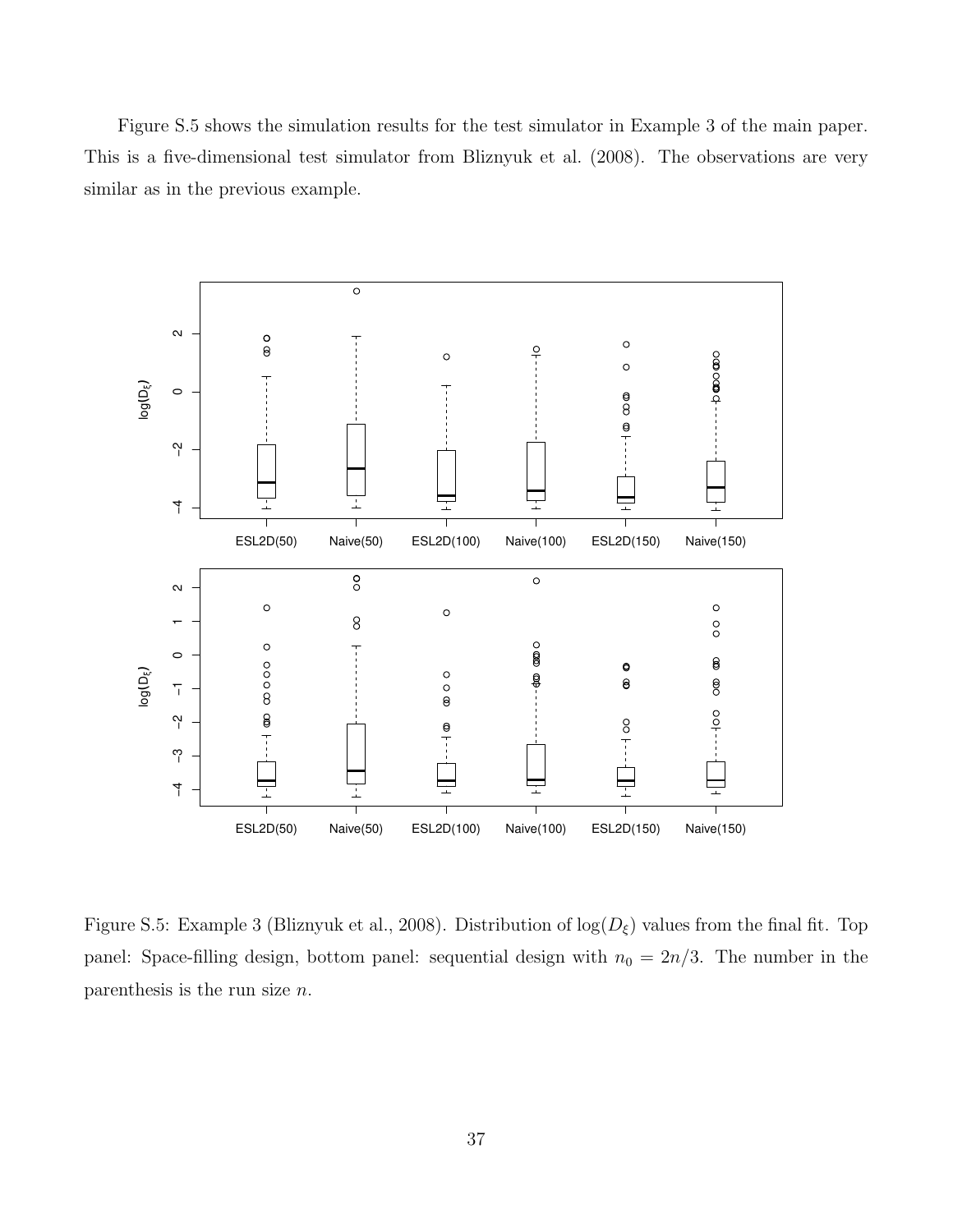Figure S.5 shows the simulation results for the test simulator in Example 3 of the main paper. This is a five-dimensional test simulator from Bliznyuk et al. (2008). The observations are very similar as in the previous example.

log(D$_\xi$)

2
0
−2
−4

ESL2D(50) Naive(50) ESL2D(100) Naive(100) ESL2D(150) Naive(150)

log(D$_\xi$)

2
1
0
−1
−2
−3
−4

ESL2D(50) Naive(50) ESL2D(100) Naive(100) ESL2D(150) Naive(150)

Figure S.5: Example 3 (Bliznyuk et al., 2008). Distribution of $\log(D_\xi)$ values from the final fit. Top panel: Space-filling design, bottom panel: sequential design with $n_0 = 2n/3$. The number in the parenthesis is the run size $n$.